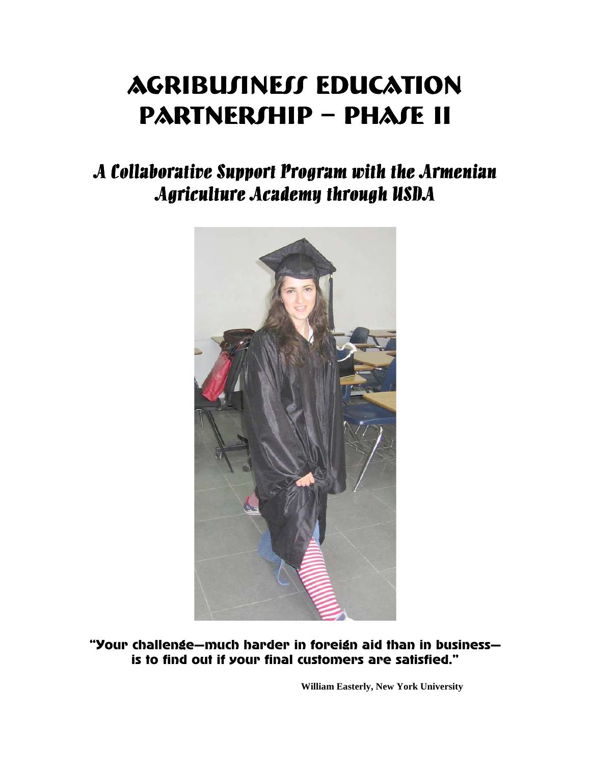# AGRIBUSINESS EDUCATION PARTNERSHIP – PHASE II

## *A Collaborative Support Program with the Armenian Agriculture Academy through USDA*

**"Your challenge—much harder in foreign aid than in business—is to find out if your final customers are satisfied."**

**William Easterly, New York University**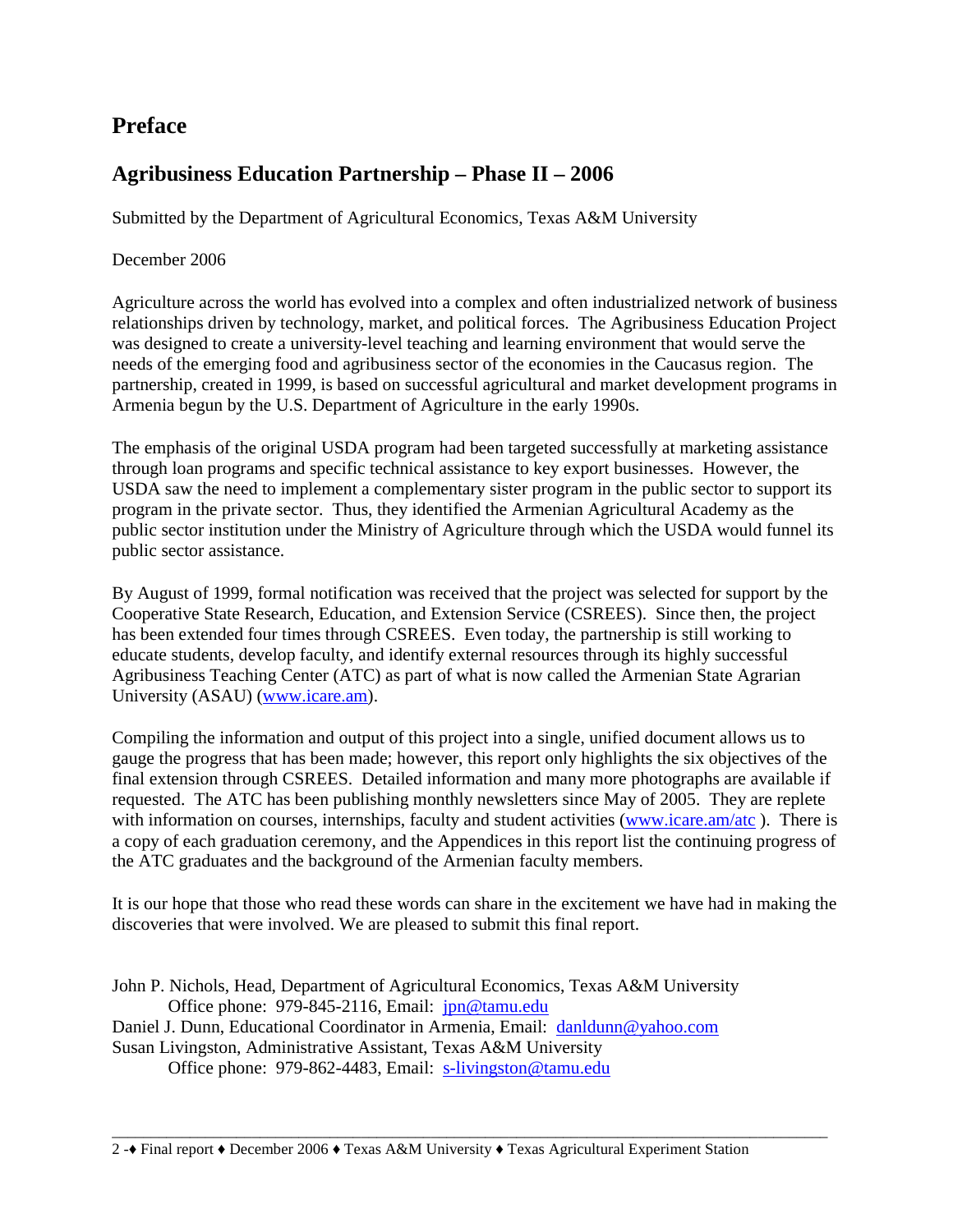# Preface

## Agribusiness Education Partnership – Phase II – 2006

Submitted by the Department of Agricultural Economics, Texas A&M University

December 2006

Agriculture across the world has evolved into a complex and often industrialized network of business relationships driven by technology, market, and political forces. The Agribusiness Education Project was designed to create a university-level teaching and learning environment that would serve the needs of the emerging food and agribusiness sector of the economies in the Caucasus region. The partnership, created in 1999, is based on successful agricultural and market development programs in Armenia begun by the U.S. Department of Agriculture in the early 1990s.

The emphasis of the original USDA program had been targeted successfully at marketing assistance through loan programs and specific technical assistance to key export businesses. However, the USDA saw the need to implement a complementary sister program in the public sector to support its program in the private sector. Thus, they identified the Armenian Agricultural Academy as the public sector institution under the Ministry of Agriculture through which the USDA would funnel its public sector assistance.

By August of 1999, formal notification was received that the project was selected for support by the Cooperative State Research, Education, and Extension Service (CSREES). Since then, the project has been extended four times through CSREES. Even today, the partnership is still working to educate students, develop faculty, and identify external resources through its highly successful Agribusiness Teaching Center (ATC) as part of what is now called the Armenian State Agrarian University (ASAU) (www.icare.am).

Compiling the information and output of this project into a single, unified document allows us to gauge the progress that has been made; however, this report only highlights the six objectives of the final extension through CSREES. Detailed information and many more photographs are available if requested. The ATC has been publishing monthly newsletters since May of 2005. They are replete with information on courses, internships, faculty and student activities (www.icare.am/atc ). There is a copy of each graduation ceremony, and the Appendices in this report list the continuing progress of the ATC graduates and the background of the Armenian faculty members.

It is our hope that those who read these words can share in the excitement we have had in making the discoveries that were involved. We are pleased to submit this final report.

John P. Nichols, Head, Department of Agricultural Economics, Texas A&M University
Office phone: 979-845-2116, Email: jpn@tamu.edu
Daniel J. Dunn, Educational Coordinator in Armenia, Email: danldunn@yahoo.com
Susan Livingston, Administrative Assistant, Texas A&M University
Office phone: 979-862-4483, Email: s-livingston@tamu.edu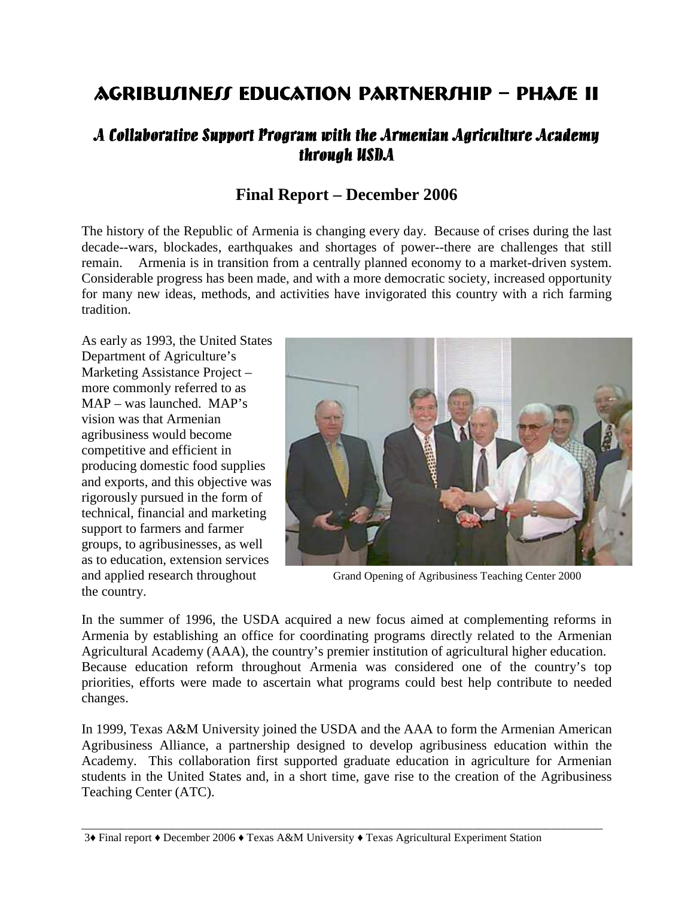# AGRIBUSINESS EDUCATION PARTNERSHIP – PHASE II

## *A Collaborative Support Program with the Armenian Agriculture Academy through USDA*

### Final Report – December 2006

The history of the Republic of Armenia is changing every day. Because of crises during the last decade--wars, blockades, earthquakes and shortages of power--there are challenges that still remain. Armenia is in transition from a centrally planned economy to a market-driven system. Considerable progress has been made, and with a more democratic society, increased opportunity for many new ideas, methods, and activities have invigorated this country with a rich farming tradition.

As early as 1993, the United States Department of Agriculture's Marketing Assistance Project – more commonly referred to as MAP – was launched. MAP's vision was that Armenian agribusiness would become competitive and efficient in producing domestic food supplies and exports, and this objective was rigorously pursued in the form of technical, financial and marketing support to farmers and farmer groups, to agribusinesses, as well as to education, extension services and applied research throughout the country.

Grand Opening of Agribusiness Teaching Center 2000

In the summer of 1996, the USDA acquired a new focus aimed at complementing reforms in Armenia by establishing an office for coordinating programs directly related to the Armenian Agricultural Academy (AAA), the country's premier institution of agricultural higher education. Because education reform throughout Armenia was considered one of the country's top priorities, efforts were made to ascertain what programs could best help contribute to needed changes.

In 1999, Texas A&M University joined the USDA and the AAA to form the Armenian American Agribusiness Alliance, a partnership designed to develop agribusiness education within the Academy. This collaboration first supported graduate education in agriculture for Armenian students in the United States and, in a short time, gave rise to the creation of the Agribusiness Teaching Center (ATC).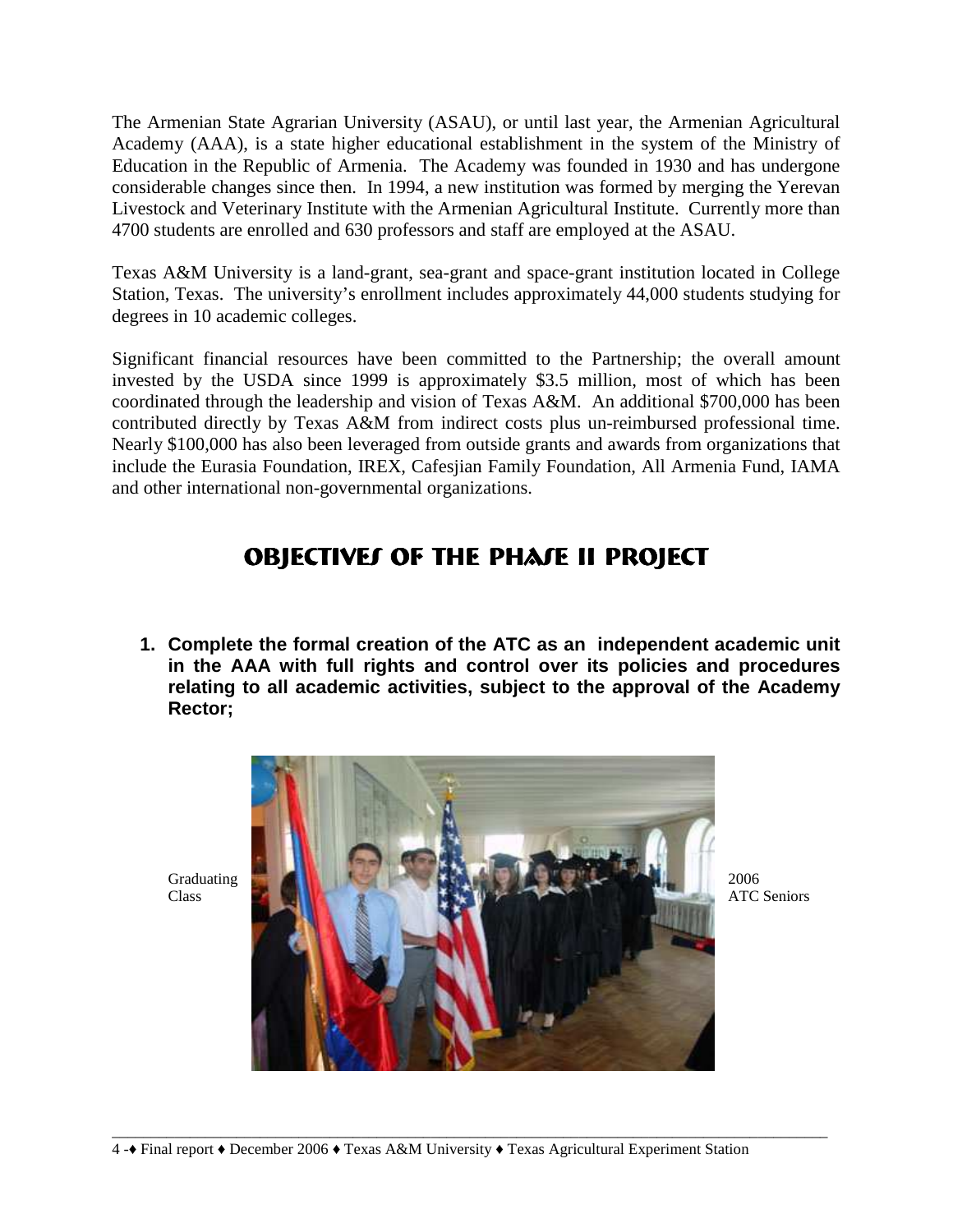The Armenian State Agrarian University (ASAU), or until last year, the Armenian Agricultural Academy (AAA), is a state higher educational establishment in the system of the Ministry of Education in the Republic of Armenia. The Academy was founded in 1930 and has undergone considerable changes since then. In 1994, a new institution was formed by merging the Yerevan Livestock and Veterinary Institute with the Armenian Agricultural Institute. Currently more than 4700 students are enrolled and 630 professors and staff are employed at the ASAU.

Texas A&M University is a land-grant, sea-grant and space-grant institution located in College Station, Texas. The university's enrollment includes approximately 44,000 students studying for degrees in 10 academic colleges.

Significant financial resources have been committed to the Partnership; the overall amount invested by the USDA since 1999 is approximately $3.5 million, most of which has been coordinated through the leadership and vision of Texas A&M. An additional $700,000 has been contributed directly by Texas A&M from indirect costs plus un-reimbursed professional time. Nearly $100,000 has also been leveraged from outside grants and awards from organizations that include the Eurasia Foundation, IREX, Cafesjian Family Foundation, All Armenia Fund, IAMA and other international non-governmental organizations.

## OBJECTIVES OF THE PHASE II PROJECT

1. **Complete the formal creation of the ATC as an independent academic unit in the AAA with full rights and control over its policies and procedures relating to all academic activities, subject to the approval of the Academy Rector;**

Graduating Class 2006 ATC Seniors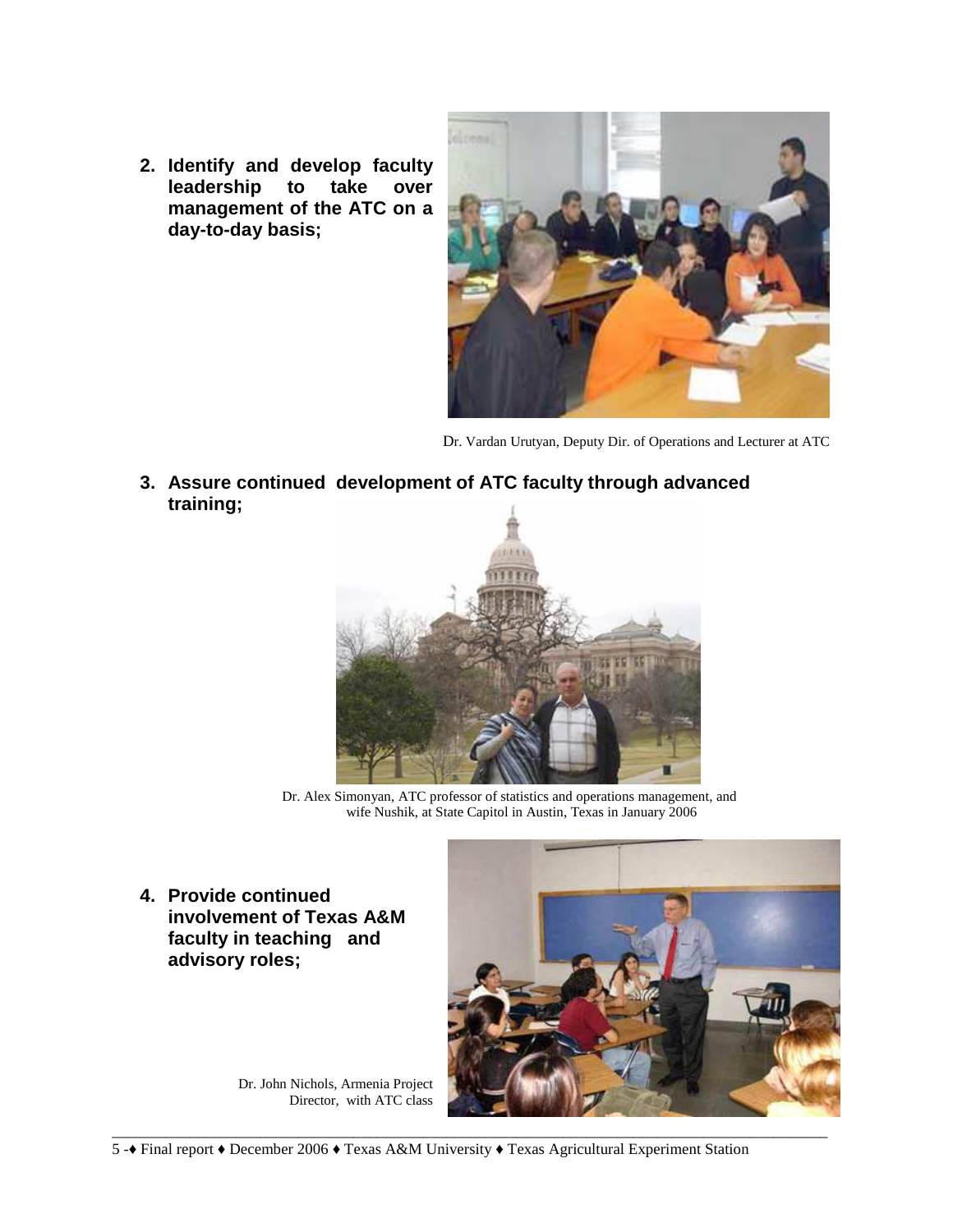2. **Identify and develop faculty leadership to take over management of the ATC on a day-to-day basis;**

Dr. Vardan Urutyan, Deputy Dir. of Operations and Lecturer at ATC

3. **Assure continued development of ATC faculty through advanced training;**

Dr. Alex Simonyan, ATC professor of statistics and operations management, and wife Nushik, at State Capitol in Austin, Texas in January 2006

4. **Provide continued involvement of Texas A&M faculty in teaching and advisory roles;**

Dr. John Nichols, Armenia Project Director, with ATC class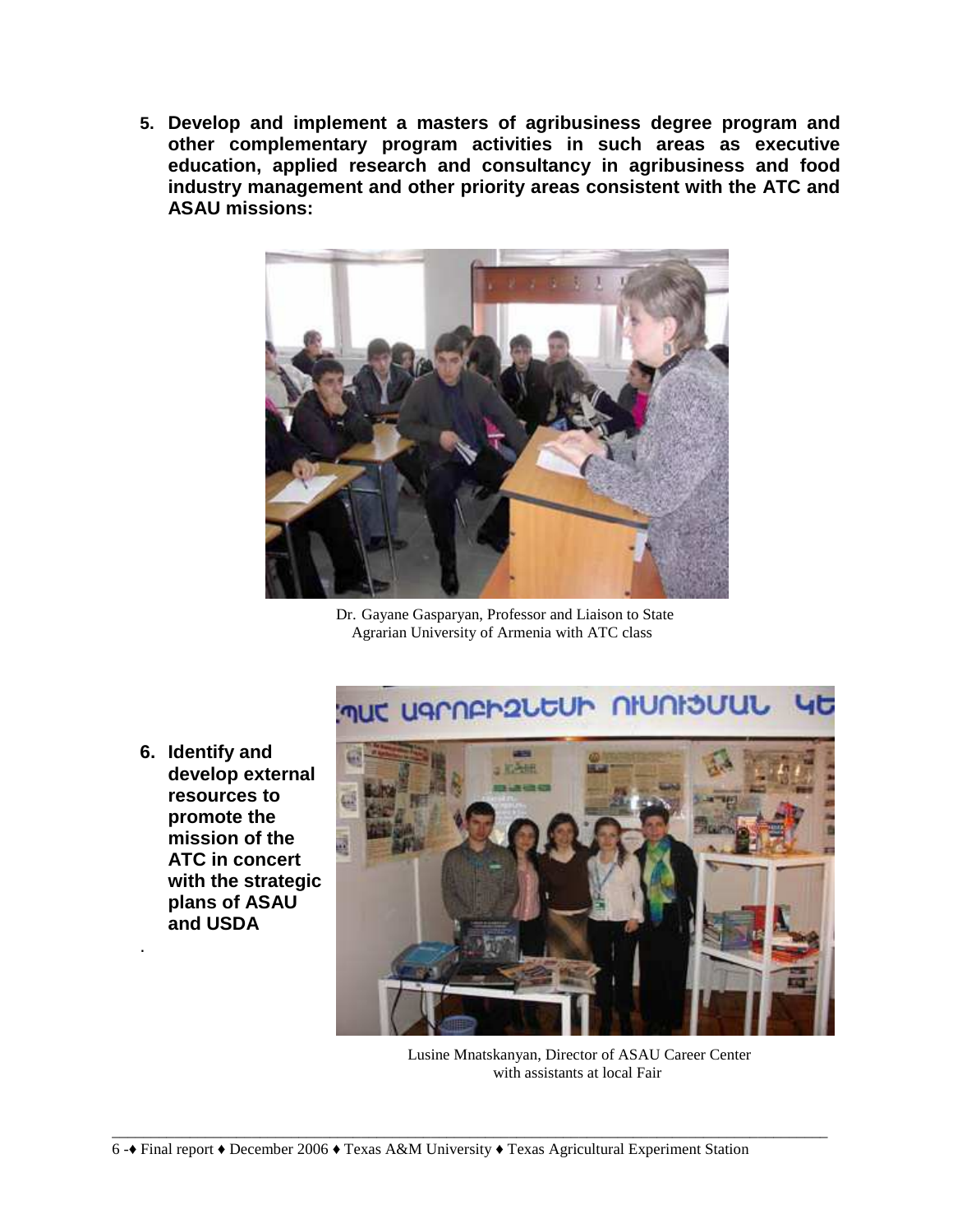**5. Develop and implement a masters of agribusiness degree program and other complementary program activities in such areas as executive education, applied research and consultancy in agribusiness and food industry management and other priority areas consistent with the ATC and ASAU missions:**

Dr. Gayane Gasparyan, Professor and Liaison to State Agrarian University of Armenia with ATC class

**6. Identify and develop external resources to promote the mission of the ATC in concert with the strategic plans of ASAU and USDA**

.

Lusine Mnatskanyan, Director of ASAU Career Center with assistants at local Fair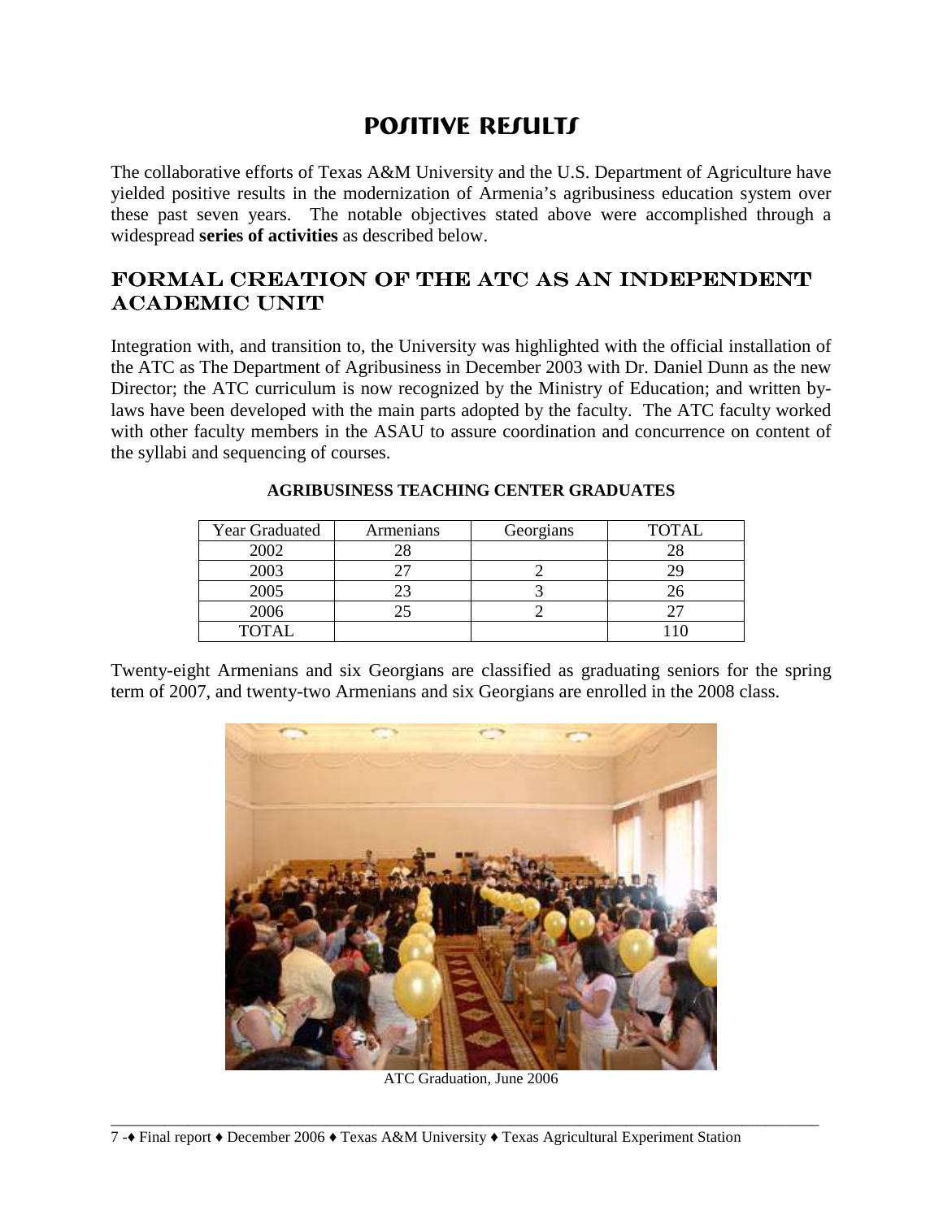# POSITIVE RESULTS

The collaborative efforts of Texas A&M University and the U.S. Department of Agriculture have yielded positive results in the modernization of Armenia's agribusiness education system over these past seven years. The notable objectives stated above were accomplished through a widespread **series of activities** as described below.

## FORMAL CREATION OF THE ATC AS AN INDEPENDENT ACADEMIC UNIT

Integration with, and transition to, the University was highlighted with the official installation of the ATC as The Department of Agribusiness in December 2003 with Dr. Daniel Dunn as the new Director; the ATC curriculum is now recognized by the Ministry of Education; and written by-laws have been developed with the main parts adopted by the faculty. The ATC faculty worked with other faculty members in the ASAU to assure coordination and concurrence on content of the syllabi and sequencing of courses.

**AGRIBUSINESS TEACHING CENTER GRADUATES**

| Year Graduated | Armenians | Georgians | TOTAL |
|---|---|---|---|
| 2002 | 28 | | 28 |
| 2003 | 27 | 2 | 29 |
| 2005 | 23 | 3 | 26 |
| 2006 | 25 | 2 | 27 |
| TOTAL | | | 110 |

Twenty-eight Armenians and six Georgians are classified as graduating seniors for the spring term of 2007, and twenty-two Armenians and six Georgians are enrolled in the 2008 class.

ATC Graduation, June 2006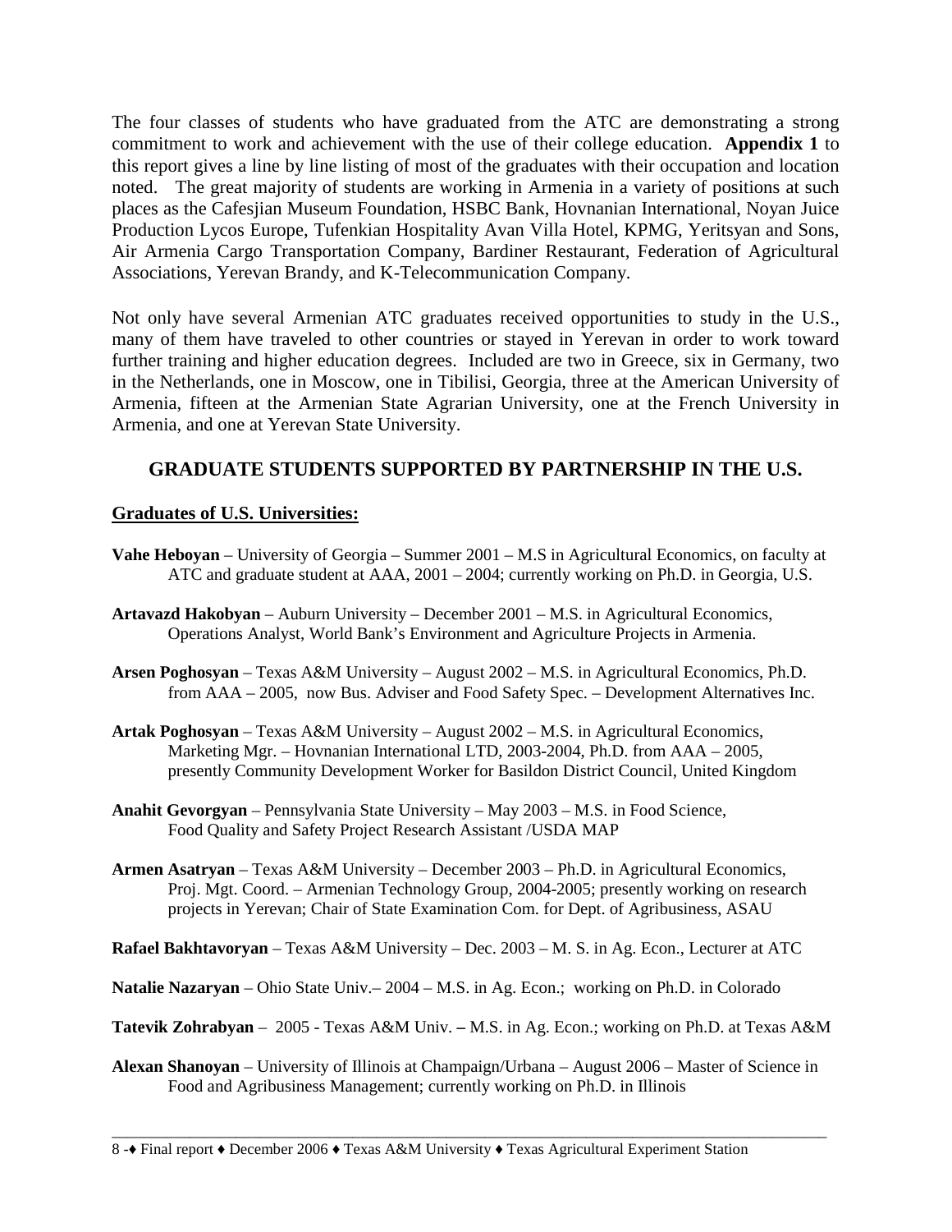The four classes of students who have graduated from the ATC are demonstrating a strong commitment to work and achievement with the use of their college education. **Appendix 1** to this report gives a line by line listing of most of the graduates with their occupation and location noted. The great majority of students are working in Armenia in a variety of positions at such places as the Cafesjian Museum Foundation, HSBC Bank, Hovnanian International, Noyan Juice Production Lycos Europe, Tufenkian Hospitality Avan Villa Hotel, KPMG, Yeritsyan and Sons, Air Armenia Cargo Transportation Company, Bardiner Restaurant, Federation of Agricultural Associations, Yerevan Brandy, and K-Telecommunication Company.

Not only have several Armenian ATC graduates received opportunities to study in the U.S., many of them have traveled to other countries or stayed in Yerevan in order to work toward further training and higher education degrees. Included are two in Greece, six in Germany, two in the Netherlands, one in Moscow, one in Tibilisi, Georgia, three at the American University of Armenia, fifteen at the Armenian State Agrarian University, one at the French University in Armenia, and one at Yerevan State University.

## GRADUATE STUDENTS SUPPORTED BY PARTNERSHIP IN THE U.S.

### Graduates of U.S. Universities:

**Vahe Heboyan** – University of Georgia – Summer 2001 – M.S in Agricultural Economics, on faculty at ATC and graduate student at AAA, 2001 – 2004; currently working on Ph.D. in Georgia, U.S.

**Artavazd Hakobyan** – Auburn University – December 2001 – M.S. in Agricultural Economics, Operations Analyst, World Bank's Environment and Agriculture Projects in Armenia.

**Arsen Poghosyan** – Texas A&M University – August 2002 – M.S. in Agricultural Economics, Ph.D. from AAA – 2005, now Bus. Adviser and Food Safety Spec. – Development Alternatives Inc.

**Artak Poghosyan** – Texas A&M University – August 2002 – M.S. in Agricultural Economics, Marketing Mgr. – Hovnanian International LTD, 2003-2004, Ph.D. from AAA – 2005, presently Community Development Worker for Basildon District Council, United Kingdom

**Anahit Gevorgyan** – Pennsylvania State University – May 2003 – M.S. in Food Science, Food Quality and Safety Project Research Assistant /USDA MAP

**Armen Asatryan** – Texas A&M University – December 2003 – Ph.D. in Agricultural Economics, Proj. Mgt. Coord. – Armenian Technology Group, 2004-2005; presently working on research projects in Yerevan; Chair of State Examination Com. for Dept. of Agribusiness, ASAU

**Rafael Bakhtavoryan** – Texas A&M University – Dec. 2003 – M. S. in Ag. Econ., Lecturer at ATC

**Natalie Nazaryan** – Ohio State Univ.– 2004 – M.S. in Ag. Econ.; working on Ph.D. in Colorado

**Tatevik Zohrabyan** – 2005 - Texas A&M Univ. **–** M.S. in Ag. Econ.; working on Ph.D. at Texas A&M

**Alexan Shanoyan** – University of Illinois at Champaign/Urbana – August 2006 – Master of Science in Food and Agribusiness Management; currently working on Ph.D. in Illinois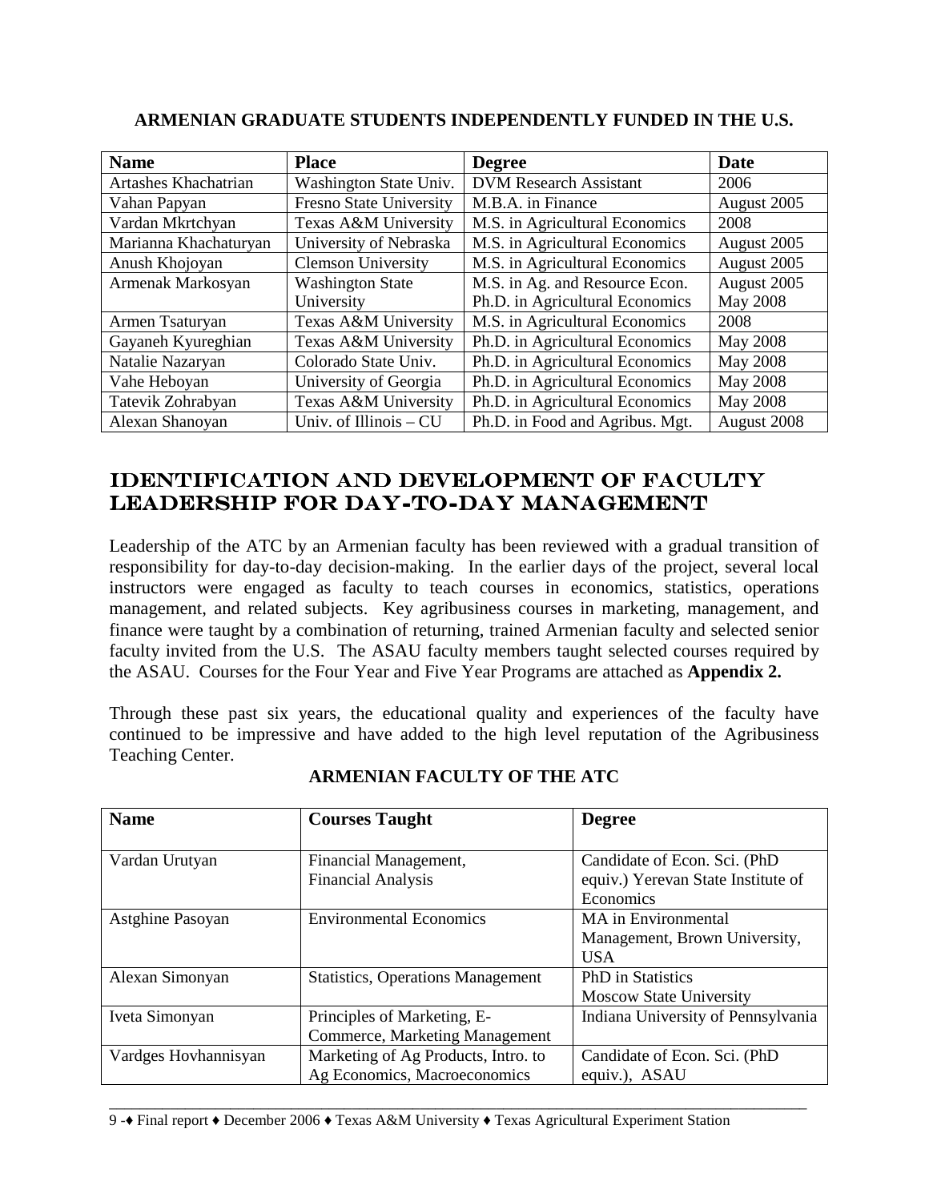**ARMENIAN GRADUATE STUDENTS INDEPENDENTLY FUNDED IN THE U.S.**

| Name | Place | Degree | Date |
|---|---|---|---|
| Artashes Khachatrian | Washington State Univ. | DVM Research Assistant | 2006 |
| Vahan Papyan | Fresno State University | M.B.A. in Finance | August 2005 |
| Vardan Mkrtchyan | Texas A&M University | M.S. in Agricultural Economics | 2008 |
| Marianna Khachaturyan | University of Nebraska | M.S. in Agricultural Economics | August 2005 |
| Anush Khojoyan | Clemson University | M.S. in Agricultural Economics | August 2005 |
| Armenak Markosyan | Washington State University | M.S. in Ag. and Resource Econ.<br>Ph.D. in Agricultural Economics | August 2005<br>May 2008 |
| Armen Tsaturyan | Texas A&M University | M.S. in Agricultural Economics | 2008 |
| Gayaneh Kyureghian | Texas A&M University | Ph.D. in Agricultural Economics | May 2008 |
| Natalie Nazaryan | Colorado State Univ. | Ph.D. in Agricultural Economics | May 2008 |
| Vahe Heboyan | University of Georgia | Ph.D. in Agricultural Economics | May 2008 |
| Tatevik Zohrabyan | Texas A&M University | Ph.D. in Agricultural Economics | May 2008 |
| Alexan Shanoyan | Univ. of Illinois – CU | Ph.D. in Food and Agribus. Mgt. | August 2008 |

## IDENTIFICATION AND DEVELOPMENT OF FACULTY LEADERSHIP FOR DAY-TO-DAY MANAGEMENT

Leadership of the ATC by an Armenian faculty has been reviewed with a gradual transition of responsibility for day-to-day decision-making. In the earlier days of the project, several local instructors were engaged as faculty to teach courses in economics, statistics, operations management, and related subjects. Key agribusiness courses in marketing, management, and finance were taught by a combination of returning, trained Armenian faculty and selected senior faculty invited from the U.S. The ASAU faculty members taught selected courses required by the ASAU. Courses for the Four Year and Five Year Programs are attached as **Appendix 2.**

Through these past six years, the educational quality and experiences of the faculty have continued to be impressive and have added to the high level reputation of the Agribusiness Teaching Center.

**ARMENIAN FACULTY OF THE ATC**

| Name | Courses Taught | Degree |
|---|---|---|
| Vardan Urutyan | Financial Management, Financial Analysis | Candidate of Econ. Sci. (PhD equiv.) Yerevan State Institute of Economics |
| Astghine Pasoyan | Environmental Economics | MA in Environmental Management, Brown University, USA |
| Alexan Simonyan | Statistics, Operations Management | PhD in Statistics Moscow State University |
| Iveta Simonyan | Principles of Marketing, E-Commerce, Marketing Management | Indiana University of Pennsylvania |
| Vardges Hovhannisyan | Marketing of Ag Products, Intro. to Ag Economics, Macroeconomics | Candidate of Econ. Sci. (PhD equiv.), ASAU |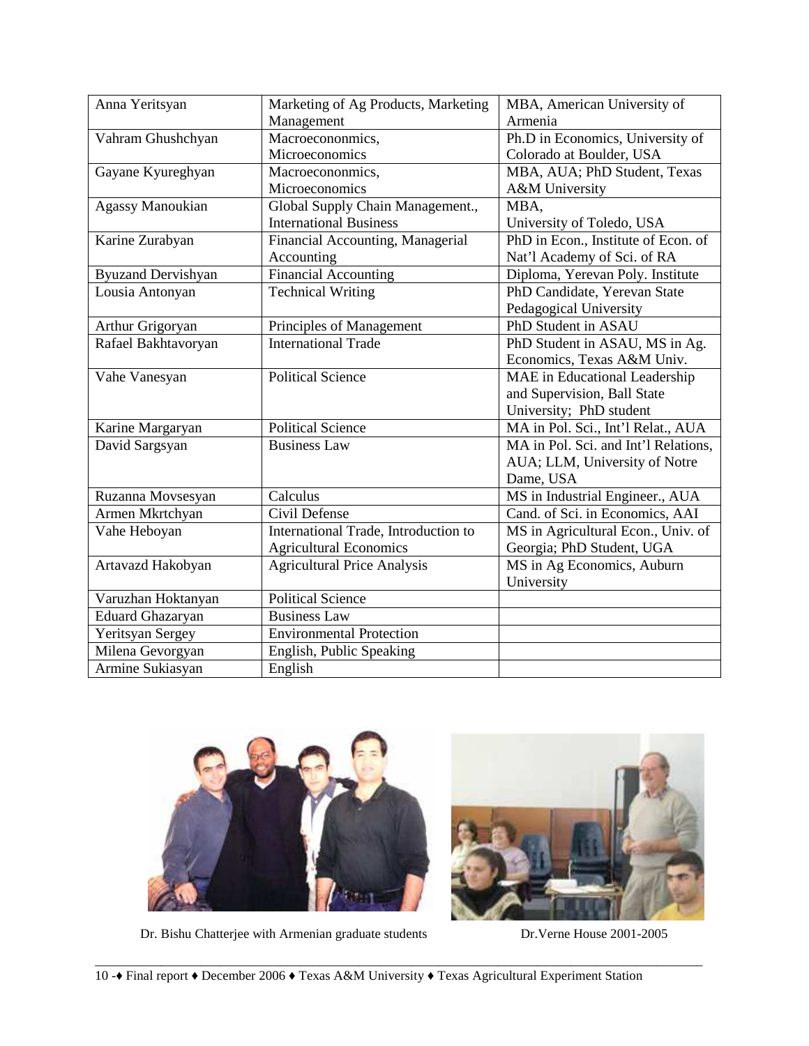| Anna Yeritsyan | Marketing of Ag Products, Marketing Management | MBA, American University of Armenia |
|---|---|---|
| Vahram Ghushchyan | Macroecononmics, Microeconomics | Ph.D in Economics, University of Colorado at Boulder, USA |
| Gayane Kyureghyan | Macroecononmics, Microeconomics | MBA, AUA; PhD Student, Texas A&M University |
| Agassy Manoukian | Global Supply Chain Management., International Business | MBA, University of Toledo, USA |
| Karine Zurabyan | Financial Accounting, Managerial Accounting | PhD in Econ., Institute of Econ. of Nat'l Academy of Sci. of RA |
| Byuzand Dervishyan | Financial Accounting | Diploma, Yerevan Poly. Institute |
| Lousia Antonyan | Technical Writing | PhD Candidate, Yerevan State Pedagogical University |
| Arthur Grigoryan | Principles of Management | PhD Student in ASAU |
| Rafael Bakhtavoryan | International Trade | PhD Student in ASAU, MS in Ag. Economics, Texas A&M Univ. |
| Vahe Vanesyan | Political Science | MAE in Educational Leadership and Supervision, Ball State University; PhD student |
| Karine Margaryan | Political Science | MA in Pol. Sci., Int'l Relat., AUA |
| David Sargsyan | Business Law | MA in Pol. Sci. and Int'l Relations, AUA; LLM, University of Notre Dame, USA |
| Ruzanna Movsesyan | Calculus | MS in Industrial Engineer., AUA |
| Armen Mkrtchyan | Civil Defense | Cand. of Sci. in Economics, AAI |
| Vahe Heboyan | International Trade, Introduction to Agricultural Economics | MS in Agricultural Econ., Univ. of Georgia; PhD Student, UGA |
| Artavazd Hakobyan | Agricultural Price Analysis | MS in Ag Economics, Auburn University |
| Varuzhan Hoktanyan | Political Science | |
| Eduard Ghazaryan | Business Law | |
| Yeritsyan Sergey | Environmental Protection | |
| Milena Gevorgyan | English, Public Speaking | |
| Armine Sukiasyan | English | |

Dr. Bishu Chatterjee with Armenian graduate students

Dr.Verne House 2001-2005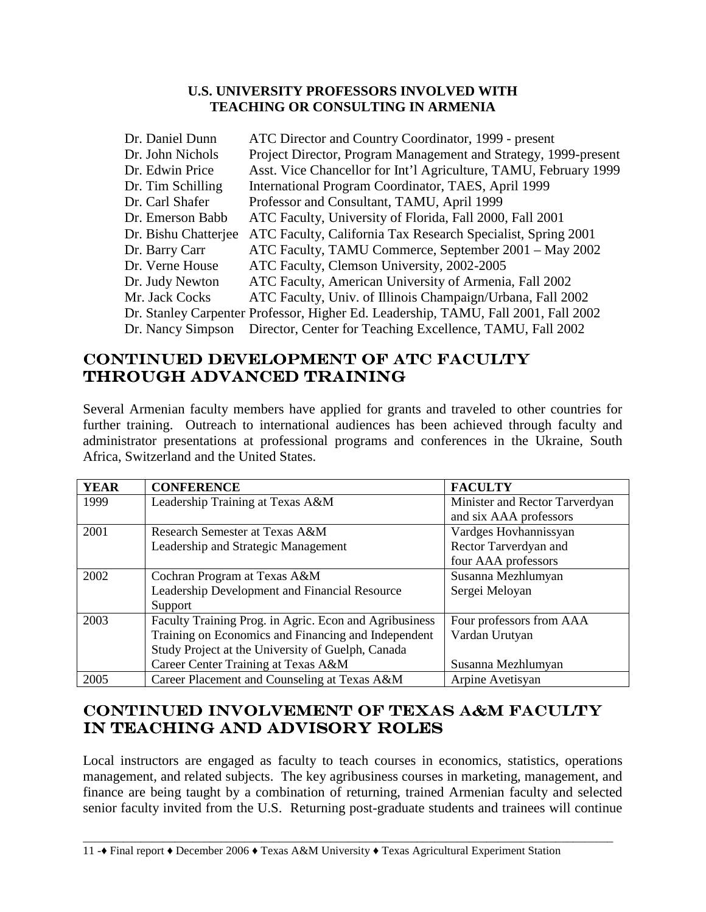**U.S. UNIVERSITY PROFESSORS INVOLVED WITH TEACHING OR CONSULTING IN ARMENIA**

| | |
|---|---|
| Dr. Daniel Dunn | ATC Director and Country Coordinator, 1999 - present |
| Dr. John Nichols | Project Director, Program Management and Strategy, 1999-present |
| Dr. Edwin Price | Asst. Vice Chancellor for Int'l Agriculture, TAMU, February 1999 |
| Dr. Tim Schilling | International Program Coordinator, TAES, April 1999 |
| Dr. Carl Shafer | Professor and Consultant, TAMU, April 1999 |
| Dr. Emerson Babb | ATC Faculty, University of Florida, Fall 2000, Fall 2001 |
| Dr. Bishu Chatterjee | ATC Faculty, California Tax Research Specialist, Spring 2001 |
| Dr. Barry Carr | ATC Faculty, TAMU Commerce, September 2001 – May 2002 |
| Dr. Verne House | ATC Faculty, Clemson University, 2002-2005 |
| Dr. Judy Newton | ATC Faculty, American University of Armenia, Fall 2002 |
| Mr. Jack Cocks | ATC Faculty, Univ. of Illinois Champaign/Urbana, Fall 2002 |
| Dr. Stanley Carpenter | Professor, Higher Ed. Leadership, TAMU, Fall 2001, Fall 2002 |
| Dr. Nancy Simpson | Director, Center for Teaching Excellence, TAMU, Fall 2002 |

## CONTINUED DEVELOPMENT OF ATC FACULTY THROUGH ADVANCED TRAINING

Several Armenian faculty members have applied for grants and traveled to other countries for further training. Outreach to international audiences has been achieved through faculty and administrator presentations at professional programs and conferences in the Ukraine, South Africa, Switzerland and the United States.

| YEAR | CONFERENCE | FACULTY |
|---|---|---|
| 1999 | Leadership Training at Texas A&M | Minister and Rector Tarverdyan and six AAA professors |
| 2001 | Research Semester at Texas A&M<br>Leadership and Strategic Management | Vardges Hovhannissyan<br>Rector Tarverdyan and four AAA professors |
| 2002 | Cochran Program at Texas A&M<br>Leadership Development and Financial Resource Support | Susanna Mezhlumyan<br>Sergei Meloyan |
| 2003 | Faculty Training Prog. in Agric. Econ and Agribusiness<br>Training on Economics and Financing and Independent Study Project at the University of Guelph, Canada<br>Career Center Training at Texas A&M | Four professors from AAA<br>Vardan Urutyan<br><br>Susanna Mezhlumyan |
| 2005 | Career Placement and Counseling at Texas A&M | Arpine Avetisyan |

## CONTINUED INVOLVEMENT OF TEXAS A&M FACULTY IN TEACHING AND ADVISORY ROLES

Local instructors are engaged as faculty to teach courses in economics, statistics, operations management, and related subjects. The key agribusiness courses in marketing, management, and finance are being taught by a combination of returning, trained Armenian faculty and selected senior faculty invited from the U.S. Returning post-graduate students and trainees will continue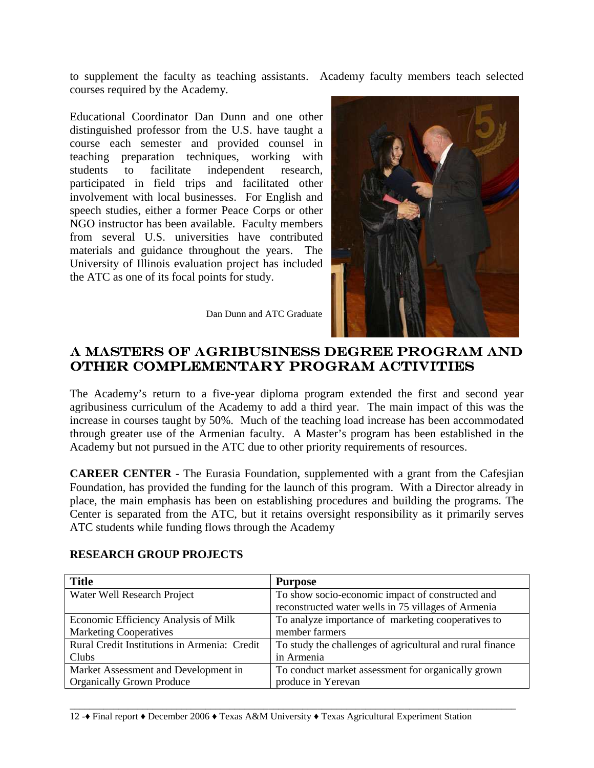to supplement the faculty as teaching assistants. Academy faculty members teach selected courses required by the Academy.

Educational Coordinator Dan Dunn and one other distinguished professor from the U.S. have taught a course each semester and provided counsel in teaching preparation techniques, working with students to facilitate independent research, participated in field trips and facilitated other involvement with local businesses. For English and speech studies, either a former Peace Corps or other NGO instructor has been available. Faculty members from several U.S. universities have contributed materials and guidance throughout the years. The University of Illinois evaluation project has included the ATC as one of its focal points for study.

Dan Dunn and ATC Graduate

## A MASTERS OF AGRIBUSINESS DEGREE PROGRAM AND OTHER COMPLEMENTARY PROGRAM ACTIVITIES

The Academy's return to a five-year diploma program extended the first and second year agribusiness curriculum of the Academy to add a third year. The main impact of this was the increase in courses taught by 50%. Much of the teaching load increase has been accommodated through greater use of the Armenian faculty. A Master's program has been established in the Academy but not pursued in the ATC due to other priority requirements of resources.

**CAREER CENTER** - The Eurasia Foundation, supplemented with a grant from the Cafesjian Foundation, has provided the funding for the launch of this program. With a Director already in place, the main emphasis has been on establishing procedures and building the programs. The Center is separated from the ATC, but it retains oversight responsibility as it primarily serves ATC students while funding flows through the Academy

**RESEARCH GROUP PROJECTS**

| **Title** | **Purpose** |
|---|---|
| Water Well Research Project | To show socio-economic impact of constructed and reconstructed water wells in 75 villages of Armenia |
| Economic Efficiency Analysis of Milk Marketing Cooperatives | To analyze importance of marketing cooperatives to member farmers |
| Rural Credit Institutions in Armenia: Credit Clubs | To study the challenges of agricultural and rural finance in Armenia |
| Market Assessment and Development in Organically Grown Produce | To conduct market assessment for organically grown produce in Yerevan |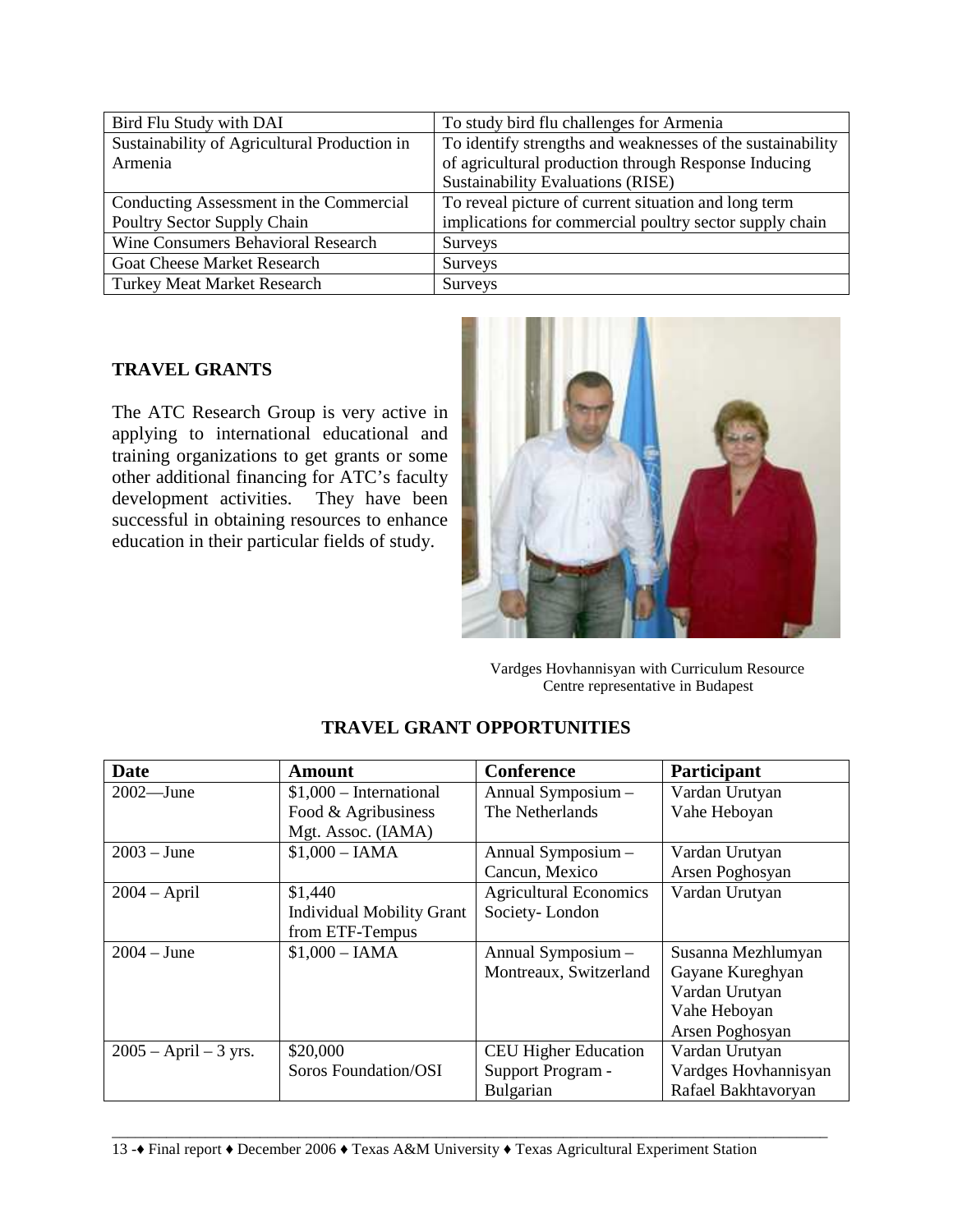| Bird Flu Study with DAI | To study bird flu challenges for Armenia |
|---|---|
| Sustainability of Agricultural Production in Armenia | To identify strengths and weaknesses of the sustainability of agricultural production through Response Inducing Sustainability Evaluations (RISE) |
| Conducting Assessment in the Commercial Poultry Sector Supply Chain | To reveal picture of current situation and long term implications for commercial poultry sector supply chain |
| Wine Consumers Behavioral Research | Surveys |
| Goat Cheese Market Research | Surveys |
| Turkey Meat Market Research | Surveys |

## TRAVEL GRANTS

The ATC Research Group is very active in applying to international educational and training organizations to get grants or some other additional financing for ATC's faculty development activities. They have been successful in obtaining resources to enhance education in their particular fields of study.

Vardges Hovhannisyan with Curriculum Resource Centre representative in Budapest

## TRAVEL GRANT OPPORTUNITIES

| Date | Amount | Conference | Participant |
|---|---|---|---|
| 2002—June | $1,000 – International Food & Agribusiness Mgt. Assoc. (IAMA) | Annual Symposium – The Netherlands | Vardan Urutyan<br>Vahe Heboyan |
| 2003 – June | $1,000 – IAMA | Annual Symposium – Cancun, Mexico | Vardan Urutyan<br>Arsen Poghosyan |
| 2004 – April | $1,440<br>Individual Mobility Grant from ETF-Tempus | Agricultural Economics Society- London | Vardan Urutyan |
| 2004 – June | $1,000 – IAMA | Annual Symposium – Montreaux, Switzerland | Susanna Mezhlumyan<br>Gayane Kureghyan<br>Vardan Urutyan<br>Vahe Heboyan<br>Arsen Poghosyan |
| 2005 – April – 3 yrs. | $20,000<br>Soros Foundation/OSI | CEU Higher Education Support Program - Bulgarian | Vardan Urutyan<br>Vardges Hovhannisyan<br>Rafael Bakhtavoryan |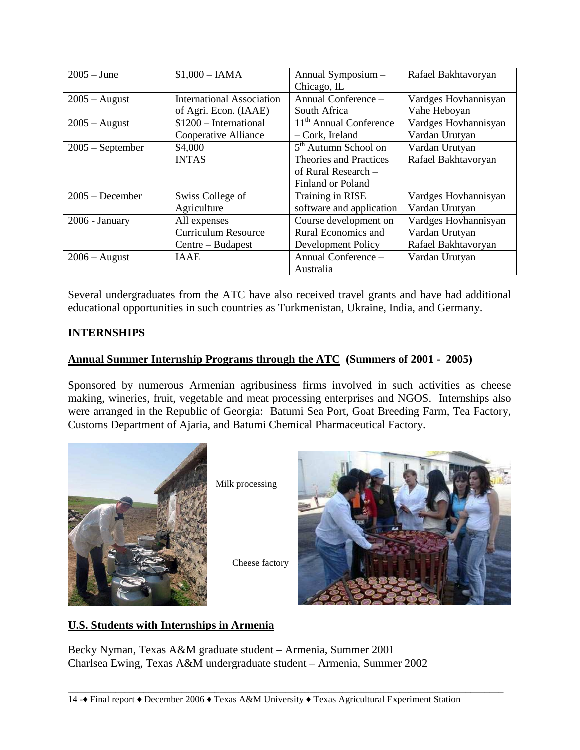| 2005 – June | $1,000 – IAMA | Annual Symposium – Chicago, IL | Rafael Bakhtavoryan |
|---|---|---|---|
| 2005 – August | International Association of Agri. Econ. (IAAE) | Annual Conference – South Africa | Vardges Hovhannisyan Vahe Heboyan |
| 2005 – August | $1200 – International Cooperative Alliance | 11th Annual Conference – Cork, Ireland | Vardges Hovhannisyan Vardan Urutyan |
| 2005 – September | $4,000 INTAS | 5th Autumn School on Theories and Practices of Rural Research – Finland or Poland | Vardan Urutyan Rafael Bakhtavoryan |
| 2005 – December | Swiss College of Agriculture | Training in RISE software and application | Vardges Hovhannisyan Vardan Urutyan |
| 2006 - January | All expenses Curriculum Resource Centre – Budapest | Course development on Rural Economics and Development Policy | Vardges Hovhannisyan Vardan Urutyan Rafael Bakhtavoryan |
| 2006 – August | IAAE | Annual Conference – Australia | Vardan Urutyan |

Several undergraduates from the ATC have also received travel grants and have had additional educational opportunities in such countries as Turkmenistan, Ukraine, India, and Germany.

## INTERNSHIPS

### Annual Summer Internship Programs through the ATC (Summers of 2001 - 2005)

Sponsored by numerous Armenian agribusiness firms involved in such activities as cheese making, wineries, fruit, vegetable and meat processing enterprises and NGOS. Internships also were arranged in the Republic of Georgia: Batumi Sea Port, Goat Breeding Farm, Tea Factory, Customs Department of Ajaria, and Batumi Chemical Pharmaceutical Factory.

Milk processing

Cheese factory

### U.S. Students with Internships in Armenia

Becky Nyman, Texas A&M graduate student – Armenia, Summer 2001
Charlsea Ewing, Texas A&M undergraduate student – Armenia, Summer 2002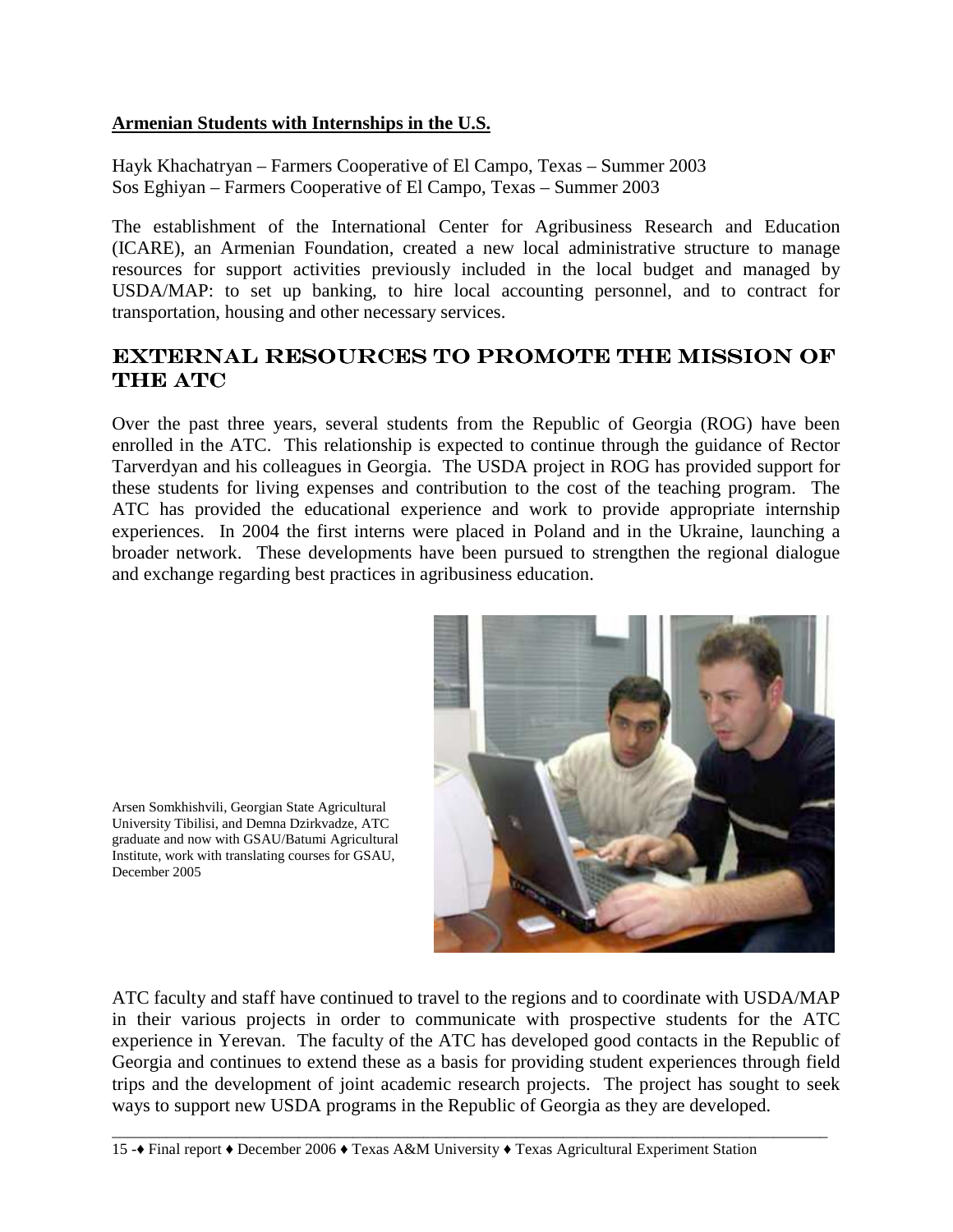**Armenian Students with Internships in the U.S.**

Hayk Khachatryan – Farmers Cooperative of El Campo, Texas – Summer 2003
Sos Eghiyan – Farmers Cooperative of El Campo, Texas – Summer 2003

The establishment of the International Center for Agribusiness Research and Education (ICARE), an Armenian Foundation, created a new local administrative structure to manage resources for support activities previously included in the local budget and managed by USDA/MAP: to set up banking, to hire local accounting personnel, and to contract for transportation, housing and other necessary services.

## EXTERNAL RESOURCES TO PROMOTE THE MISSION OF THE ATC

Over the past three years, several students from the Republic of Georgia (ROG) have been enrolled in the ATC. This relationship is expected to continue through the guidance of Rector Tarverdyan and his colleagues in Georgia. The USDA project in ROG has provided support for these students for living expenses and contribution to the cost of the teaching program. The ATC has provided the educational experience and work to provide appropriate internship experiences. In 2004 the first interns were placed in Poland and in the Ukraine, launching a broader network. These developments have been pursued to strengthen the regional dialogue and exchange regarding best practices in agribusiness education.

Arsen Somkhishvili, Georgian State Agricultural University Tibilisi, and Demna Dzirkvadze, ATC graduate and now with GSAU/Batumi Agricultural Institute, work with translating courses for GSAU, December 2005

ATC faculty and staff have continued to travel to the regions and to coordinate with USDA/MAP in their various projects in order to communicate with prospective students for the ATC experience in Yerevan. The faculty of the ATC has developed good contacts in the Republic of Georgia and continues to extend these as a basis for providing student experiences through field trips and the development of joint academic research projects. The project has sought to seek ways to support new USDA programs in the Republic of Georgia as they are developed.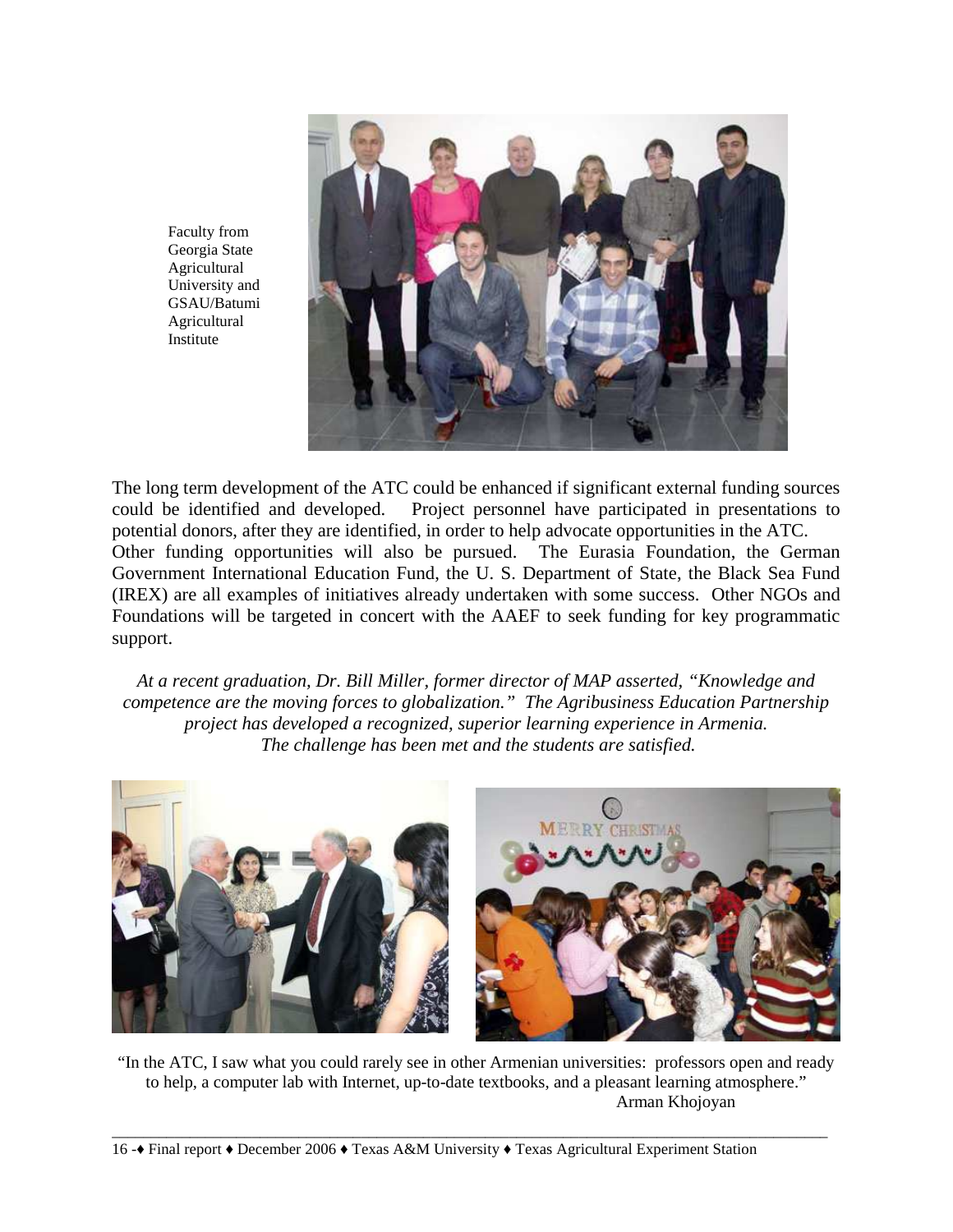Faculty from Georgia State Agricultural University and GSAU/Batumi Agricultural Institute

The long term development of the ATC could be enhanced if significant external funding sources could be identified and developed. Project personnel have participated in presentations to potential donors, after they are identified, in order to help advocate opportunities in the ATC. Other funding opportunities will also be pursued. The Eurasia Foundation, the German Government International Education Fund, the U. S. Department of State, the Black Sea Fund (IREX) are all examples of initiatives already undertaken with some success. Other NGOs and Foundations will be targeted in concert with the AAEF to seek funding for key programmatic support.

*At a recent graduation, Dr. Bill Miller, former director of MAP asserted, "Knowledge and competence are the moving forces to globalization." The Agribusiness Education Partnership project has developed a recognized, superior learning experience in Armenia. The challenge has been met and the students are satisfied.*

"In the ATC, I saw what you could rarely see in other Armenian universities: professors open and ready to help, a computer lab with Internet, up-to-date textbooks, and a pleasant learning atmosphere."

Arman Khojoyan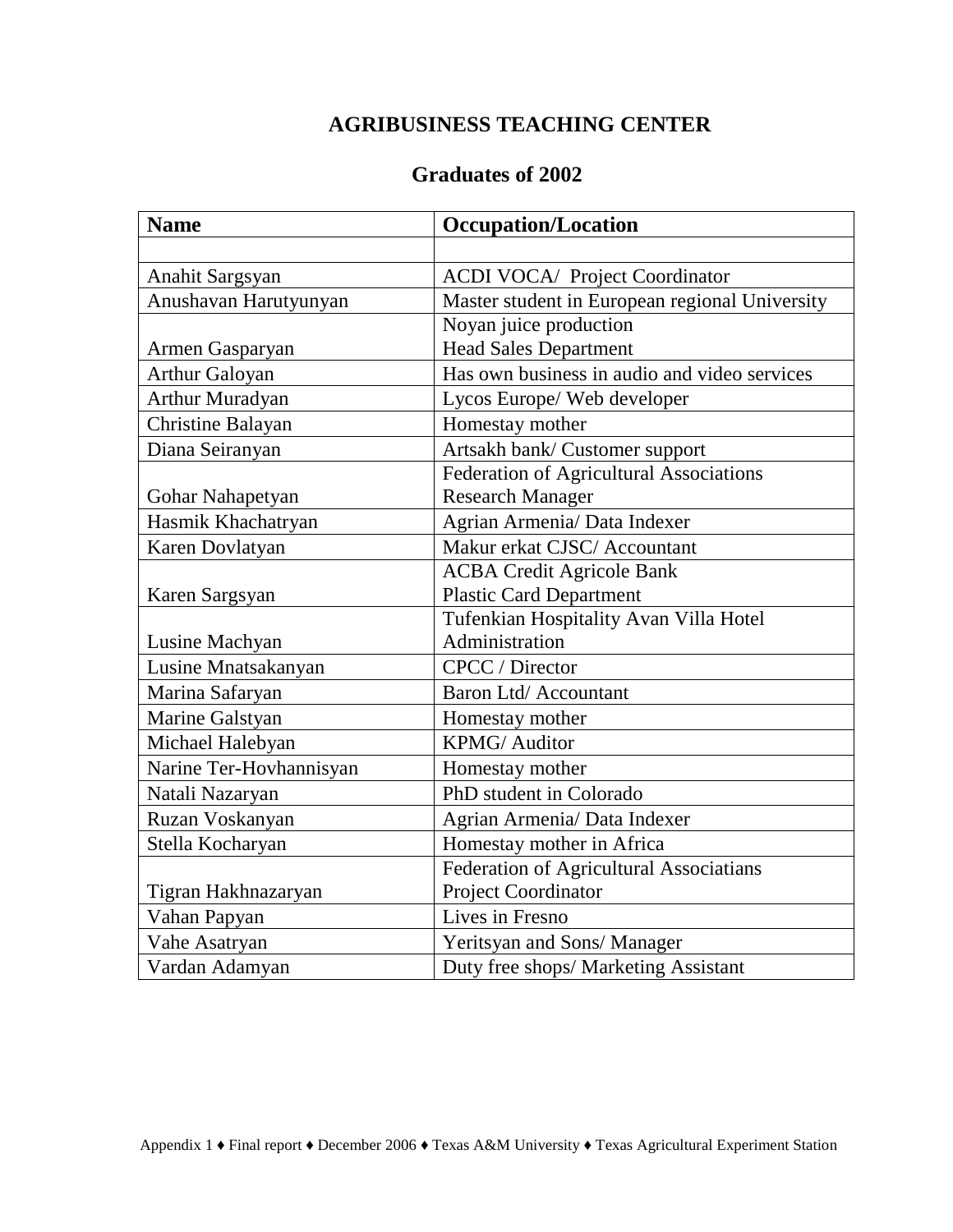# AGRIBUSINESS TEACHING CENTER

## Graduates of 2002

| Name | Occupation/Location |
|---|---|
| | |
| Anahit Sargsyan | ACDI VOCA/ Project Coordinator |
| Anushavan Harutyunyan | Master student in European regional University |
| Armen Gasparyan | Noyan juice production<br>Head Sales Department |
| Arthur Galoyan | Has own business in audio and video services |
| Arthur Muradyan | Lycos Europe/ Web developer |
| Christine Balayan | Homestay mother |
| Diana Seiranyan | Artsakh bank/ Customer support |
| Gohar Nahapetyan | Federation of Agricultural Associations<br>Research Manager |
| Hasmik Khachatryan | Agrian Armenia/ Data Indexer |
| Karen Dovlatyan | Makur erkat CJSC/ Accountant |
| Karen Sargsyan | ACBA Credit Agricole Bank<br>Plastic Card Department |
| Lusine Machyan | Tufenkian Hospitality Avan Villa Hotel<br>Administration |
| Lusine Mnatsakanyan | CPCC / Director |
| Marina Safaryan | Baron Ltd/ Accountant |
| Marine Galstyan | Homestay mother |
| Michael Halebyan | KPMG/ Auditor |
| Narine Ter-Hovhannisyan | Homestay mother |
| Natali Nazaryan | PhD student in Colorado |
| Ruzan Voskanyan | Agrian Armenia/ Data Indexer |
| Stella Kocharyan | Homestay mother in Africa |
| Tigran Hakhnazaryan | Federation of Agricultural Associatians<br>Project Coordinator |
| Vahan Papyan | Lives in Fresno |
| Vahe Asatryan | Yeritsyan and Sons/ Manager |
| Vardan Adamyan | Duty free shops/ Marketing Assistant |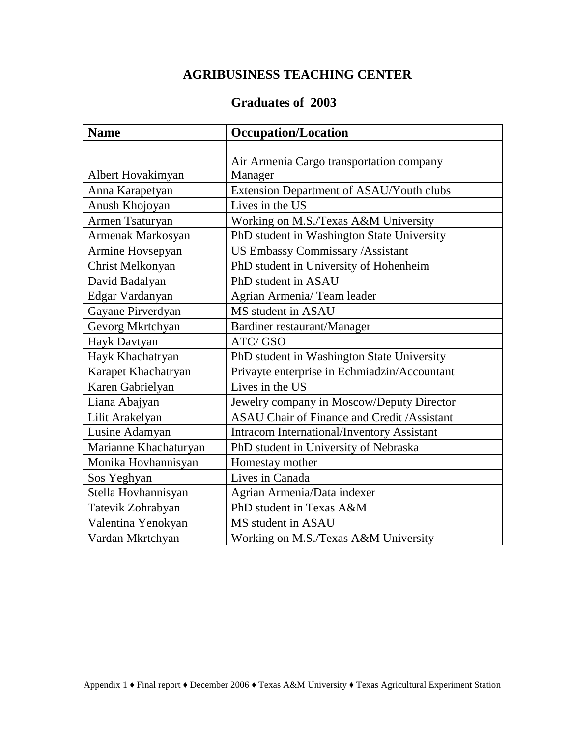# AGRIBUSINESS TEACHING CENTER

## Graduates of 2003

| Name | Occupation/Location |
|---|---|
| Albert Hovakimyan | Air Armenia Cargo transportation company Manager |
| Anna Karapetyan | Extension Department of ASAU/Youth clubs |
| Anush Khojoyan | Lives in the US |
| Armen Tsaturyan | Working on M.S./Texas A&M University |
| Armenak Markosyan | PhD student in Washington State University |
| Armine Hovsepyan | US Embassy Commissary /Assistant |
| Christ Melkonyan | PhD student in University of Hohenheim |
| David Badalyan | PhD student in ASAU |
| Edgar Vardanyan | Agrian Armenia/ Team leader |
| Gayane Pirverdyan | MS student in ASAU |
| Gevorg Mkrtchyan | Bardiner restaurant/Manager |
| Hayk Davtyan | ATC/ GSO |
| Hayk Khachatryan | PhD student in Washington State University |
| Karapet Khachatryan | Privayte enterprise in Echmiadzin/Accountant |
| Karen Gabrielyan | Lives in the US |
| Liana Abajyan | Jewelry company in Moscow/Deputy Director |
| Lilit Arakelyan | ASAU Chair of Finance and Credit /Assistant |
| Lusine Adamyan | Intracom International/Inventory Assistant |
| Marianne Khachaturyan | PhD student in University of Nebraska |
| Monika Hovhannisyan | Homestay mother |
| Sos Yeghyan | Lives in Canada |
| Stella Hovhannisyan | Agrian Armenia/Data indexer |
| Tatevik Zohrabyan | PhD student in Texas A&M |
| Valentina Yenokyan | MS student in ASAU |
| Vardan Mkrtchyan | Working on M.S./Texas A&M University |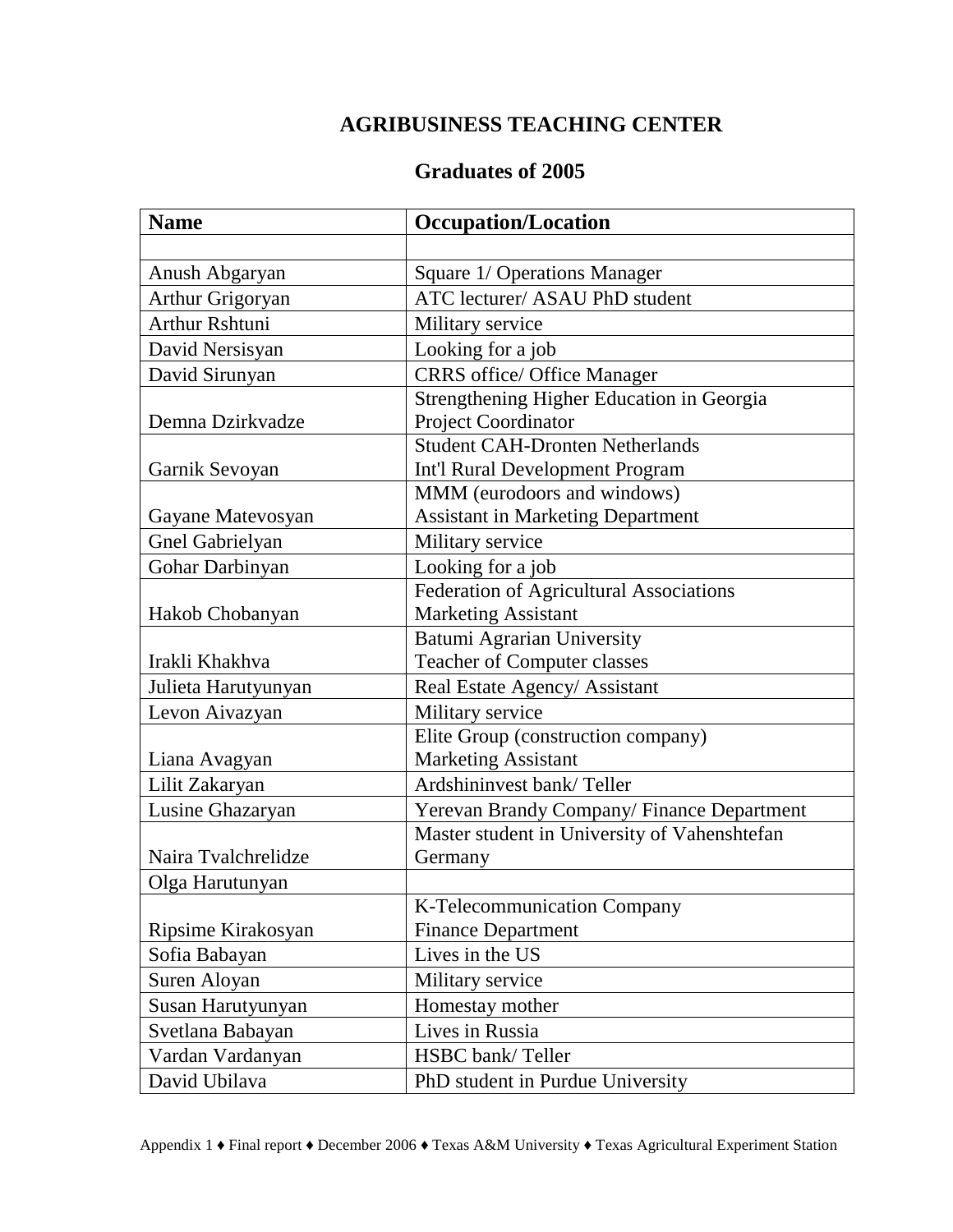# AGRIBUSINESS TEACHING CENTER

## Graduates of 2005

| Name | Occupation/Location |
|---|---|
| | |
| Anush Abgaryan | Square 1/ Operations Manager |
| Arthur Grigoryan | ATC lecturer/ ASAU PhD student |
| Arthur Rshtuni | Military service |
| David Nersisyan | Looking for a job |
| David Sirunyan | CRRS office/ Office Manager |
| Demna Dzirkvadze | Strengthening Higher Education in Georgia Project Coordinator |
| Garnik Sevoyan | Student CAH-Dronten Netherlands Int'l Rural Development Program |
| Gayane Matevosyan | MMM (eurodoors and windows) Assistant in Marketing Department |
| Gnel Gabrielyan | Military service |
| Gohar Darbinyan | Looking for a job |
| Hakob Chobanyan | Federation of Agricultural Associations Marketing Assistant |
| Irakli Khakhva | Batumi Agrarian University Teacher of Computer classes |
| Julieta Harutyunyan | Real Estate Agency/ Assistant |
| Levon Aivazyan | Military service |
| Liana Avagyan | Elite Group (construction company) Marketing Assistant |
| Lilit Zakaryan | Ardshininvest bank/ Teller |
| Lusine Ghazaryan | Yerevan Brandy Company/ Finance Department |
| Naira Tvalchrelidze | Master student in University of Vahenshtefan Germany |
| Olga Harutunyan | |
| Ripsime Kirakosyan | K-Telecommunication Company Finance Department |
| Sofia Babayan | Lives in the US |
| Suren Aloyan | Military service |
| Susan Harutyunyan | Homestay mother |
| Svetlana Babayan | Lives in Russia |
| Vardan Vardanyan | HSBC bank/ Teller |
| David Ubilava | PhD student in Purdue University |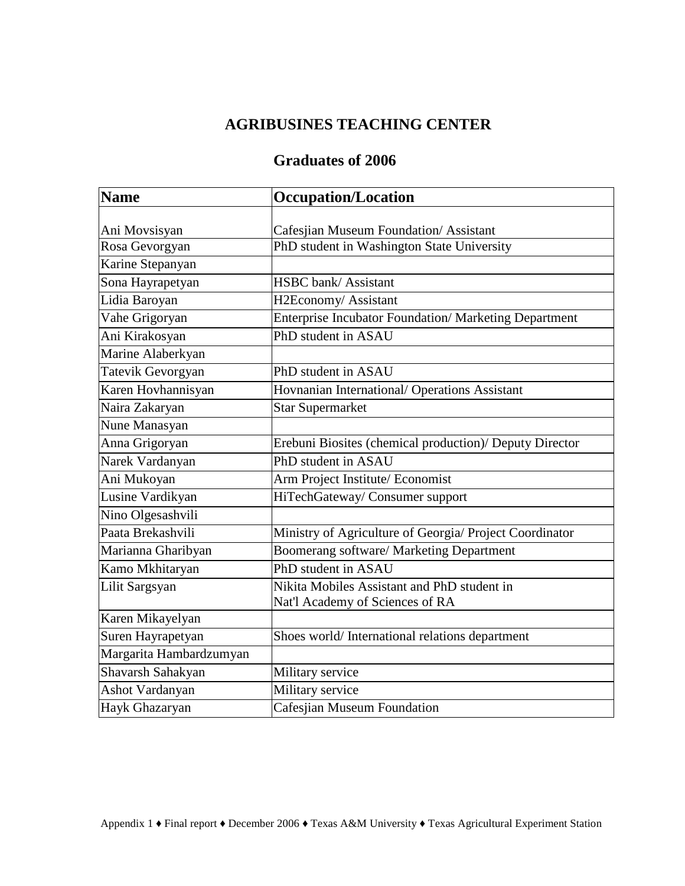# AGRIBUSINES TEACHING CENTER

## Graduates of 2006

| Name | Occupation/Location |
| --- | --- |
| Ani Movsisyan | Cafesjian Museum Foundation/ Assistant |
| Rosa Gevorgyan | PhD student in Washington State University |
| Karine Stepanyan | |
| Sona Hayrapetyan | HSBC bank/ Assistant |
| Lidia Baroyan | H2Economy/ Assistant |
| Vahe Grigoryan | Enterprise Incubator Foundation/ Marketing Department |
| Ani Kirakosyan | PhD student in ASAU |
| Marine Alaberkyan | |
| Tatevik Gevorgyan | PhD student in ASAU |
| Karen Hovhannisyan | Hovnanian International/ Operations Assistant |
| Naira Zakaryan | Star Supermarket |
| Nune Manasyan | |
| Anna Grigoryan | Erebuni Biosites (chemical production)/ Deputy Director |
| Narek Vardanyan | PhD student in ASAU |
| Ani Mukoyan | Arm Project Institute/ Economist |
| Lusine Vardikyan | HiTechGateway/ Consumer support |
| Nino Olgesashvili | |
| Paata Brekashvili | Ministry of Agriculture of Georgia/ Project Coordinator |
| Marianna Gharibyan | Boomerang software/ Marketing Department |
| Kamo Mkhitaryan | PhD student in ASAU |
| Lilit Sargsyan | Nikita Mobiles Assistant and PhD student in Nat'l Academy of Sciences of RA |
| Karen Mikayelyan | |
| Suren Hayrapetyan | Shoes world/ International relations department |
| Margarita Hambardzumyan | |
| Shavarsh Sahakyan | Military service |
| Ashot Vardanyan | Military service |
| Hayk Ghazaryan | Cafesjian Museum Foundation |

Appendix 1 ♦ Final report ♦ December 2006 ♦ Texas A&M University ♦ Texas Agricultural Experiment Station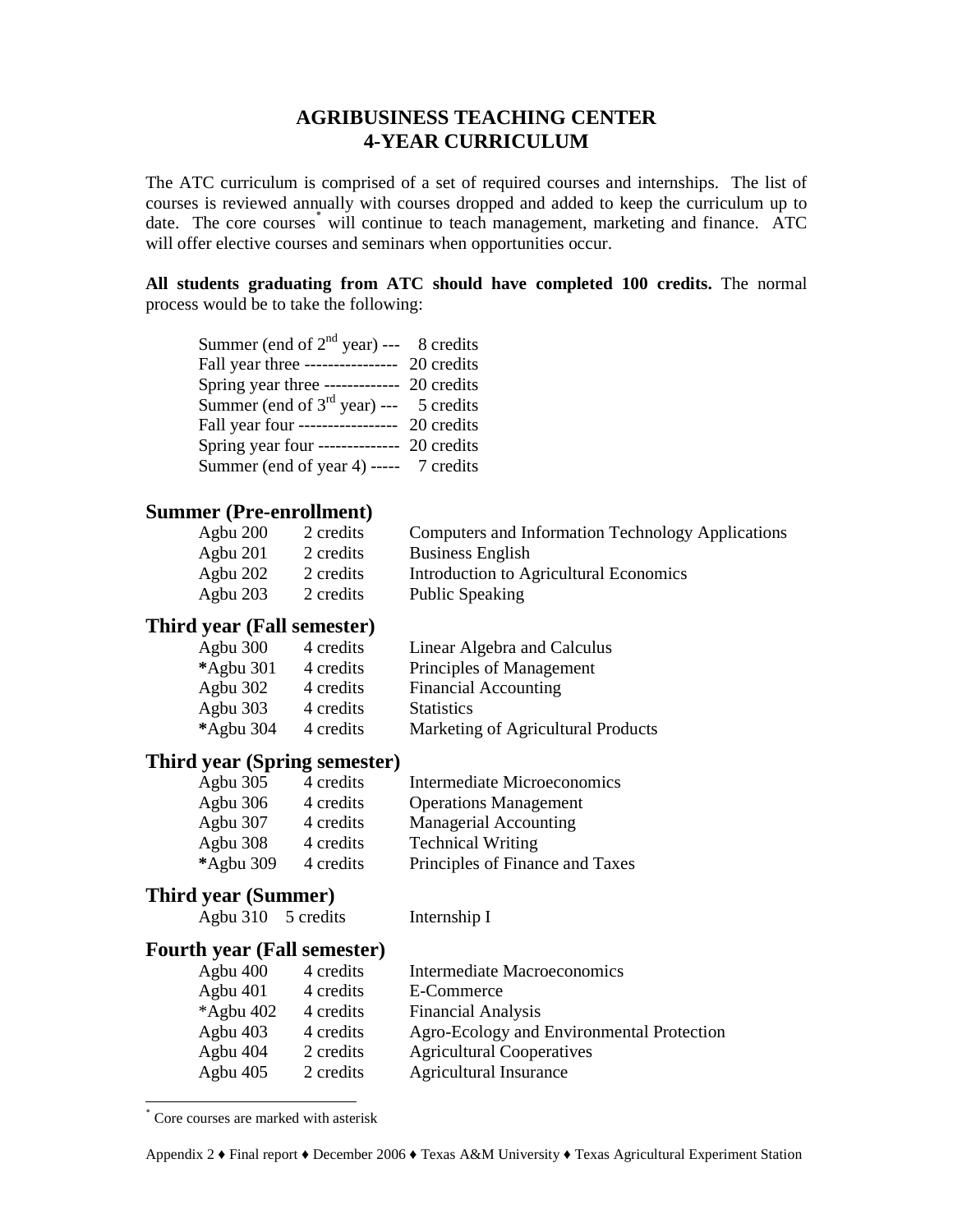# AGRIBUSINESS TEACHING CENTER
# 4-YEAR CURRICULUM

The ATC curriculum is comprised of a set of required courses and internships. The list of courses is reviewed annually with courses dropped and added to keep the curriculum up to date. The core courses[*] will continue to teach management, marketing and finance. ATC will offer elective courses and seminars when opportunities occur.

**All students graduating from ATC should have completed 100 credits.** The normal process would be to take the following:

| | |
|---|---|
| Summer (end of 2nd year) --- | 8 credits |
| Fall year three ---------------- | 20 credits |
| Spring year three ------------- | 20 credits |
| Summer (end of 3rd year) --- | 5 credits |
| Fall year four ----------------- | 20 credits |
| Spring year four -------------- | 20 credits |
| Summer (end of year 4) ----- | 7 credits |

## Summer (Pre-enrollment)

| | | |
|---|---|---|
| Agbu 200 | 2 credits | Computers and Information Technology Applications |
| Agbu 201 | 2 credits | Business English |
| Agbu 202 | 2 credits | Introduction to Agricultural Economics |
| Agbu 203 | 2 credits | Public Speaking |

## Third year (Fall semester)

| | | |
|---|---|---|
| Agbu 300 | 4 credits | Linear Algebra and Calculus |
| *Agbu 301 | 4 credits | Principles of Management |
| Agbu 302 | 4 credits | Financial Accounting |
| Agbu 303 | 4 credits | Statistics |
| *Agbu 304 | 4 credits | Marketing of Agricultural Products |

## Third year (Spring semester)

| | | |
|---|---|---|
| Agbu 305 | 4 credits | Intermediate Microeconomics |
| Agbu 306 | 4 credits | Operations Management |
| Agbu 307 | 4 credits | Managerial Accounting |
| Agbu 308 | 4 credits | Technical Writing |
| *Agbu 309 | 4 credits | Principles of Finance and Taxes |

## Third year (Summer)

| | | |
|---|---|---|
| Agbu 310 | 5 credits | Internship I |

## Fourth year (Fall semester)

| | | |
|---|---|---|
| Agbu 400 | 4 credits | Intermediate Macroeconomics |
| Agbu 401 | 4 credits | E-Commerce |
| *Agbu 402 | 4 credits | Financial Analysis |
| Agbu 403 | 4 credits | Agro-Ecology and Environmental Protection |
| Agbu 404 | 2 credits | Agricultural Cooperatives |
| Agbu 405 | 2 credits | Agricultural Insurance |

[*] Core courses are marked with asterisk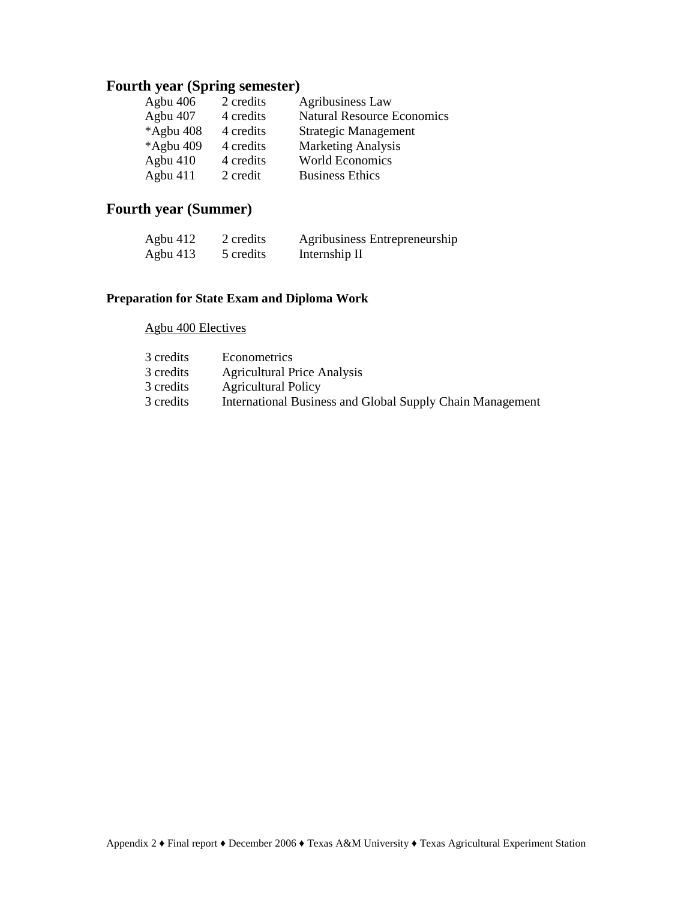## Fourth year (Spring semester)

| | | |
|---|---|---|
| Agbu 406 | 2 credits | Agribusiness Law |
| Agbu 407 | 4 credits | Natural Resource Economics |
| *Agbu 408 | 4 credits | Strategic Management |
| *Agbu 409 | 4 credits | Marketing Analysis |
| Agbu 410 | 4 credits | World Economics |
| Agbu 411 | 2 credit | Business Ethics |

## Fourth year (Summer)

| | | |
|---|---|---|
| Agbu 412 | 2 credits | Agribusiness Entrepreneurship |
| Agbu 413 | 5 credits | Internship II |

**Preparation for State Exam and Diploma Work**

<u>Agbu 400 Electives</u>

| | |
|---|---|
| 3 credits | Econometrics |
| 3 credits | Agricultural Price Analysis |
| 3 credits | Agricultural Policy |
| 3 credits | International Business and Global Supply Chain Management |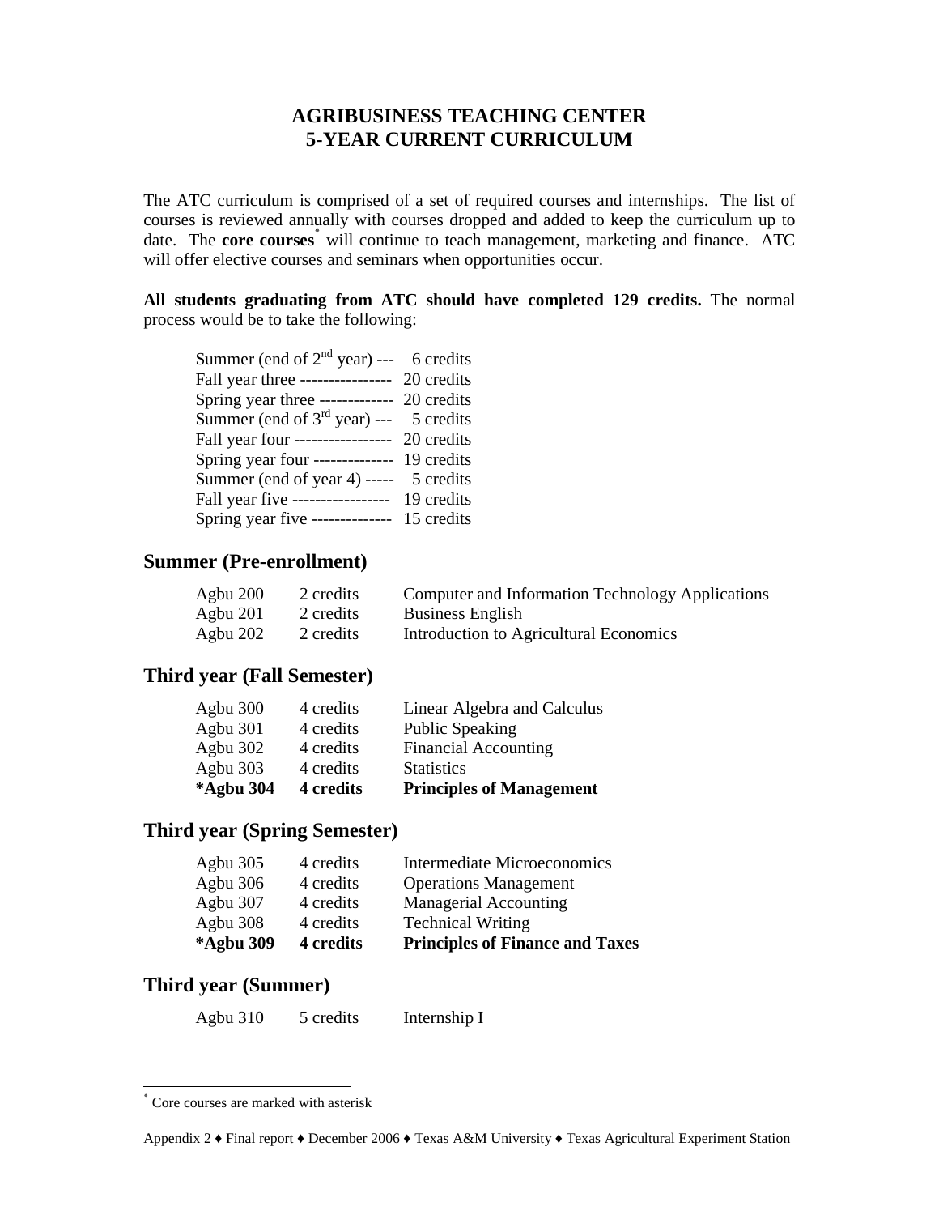# AGRIBUSINESS TEACHING CENTER
# 5-YEAR CURRENT CURRICULUM

The ATC curriculum is comprised of a set of required courses and internships. The list of courses is reviewed annually with courses dropped and added to keep the curriculum up to date. The **core courses**[*] will continue to teach management, marketing and finance. ATC will offer elective courses and seminars when opportunities occur.

**All students graduating from ATC should have completed 129 credits.** The normal process would be to take the following:

| | |
|---|---|
| Summer (end of 2nd year) --- | 6 credits |
| Fall year three ---------------- | 20 credits |
| Spring year three ------------- | 20 credits |
| Summer (end of 3rd year) --- | 5 credits |
| Fall year four ----------------- | 20 credits |
| Spring year four -------------- | 19 credits |
| Summer (end of year 4) ----- | 5 credits |
| Fall year five ----------------- | 19 credits |
| Spring year five -------------- | 15 credits |

## Summer (Pre-enrollment)

| | | |
|---|---|---|
| Agbu 200 | 2 credits | Computer and Information Technology Applications |
| Agbu 201 | 2 credits | Business English |
| Agbu 202 | 2 credits | Introduction to Agricultural Economics |

## Third year (Fall Semester)

| | | |
|---|---|---|
| Agbu 300 | 4 credits | Linear Algebra and Calculus |
| Agbu 301 | 4 credits | Public Speaking |
| Agbu 302 | 4 credits | Financial Accounting |
| Agbu 303 | 4 credits | Statistics |
| **\*Agbu 304** | **4 credits** | **Principles of Management** |

## Third year (Spring Semester)

| | | |
|---|---|---|
| Agbu 305 | 4 credits | Intermediate Microeconomics |
| Agbu 306 | 4 credits | Operations Management |
| Agbu 307 | 4 credits | Managerial Accounting |
| Agbu 308 | 4 credits | Technical Writing |
| **\*Agbu 309** | **4 credits** | **Principles of Finance and Taxes** |

## Third year (Summer)

| | | |
|---|---|---|
| Agbu 310 | 5 credits | Internship I |

[*] Core courses are marked with asterisk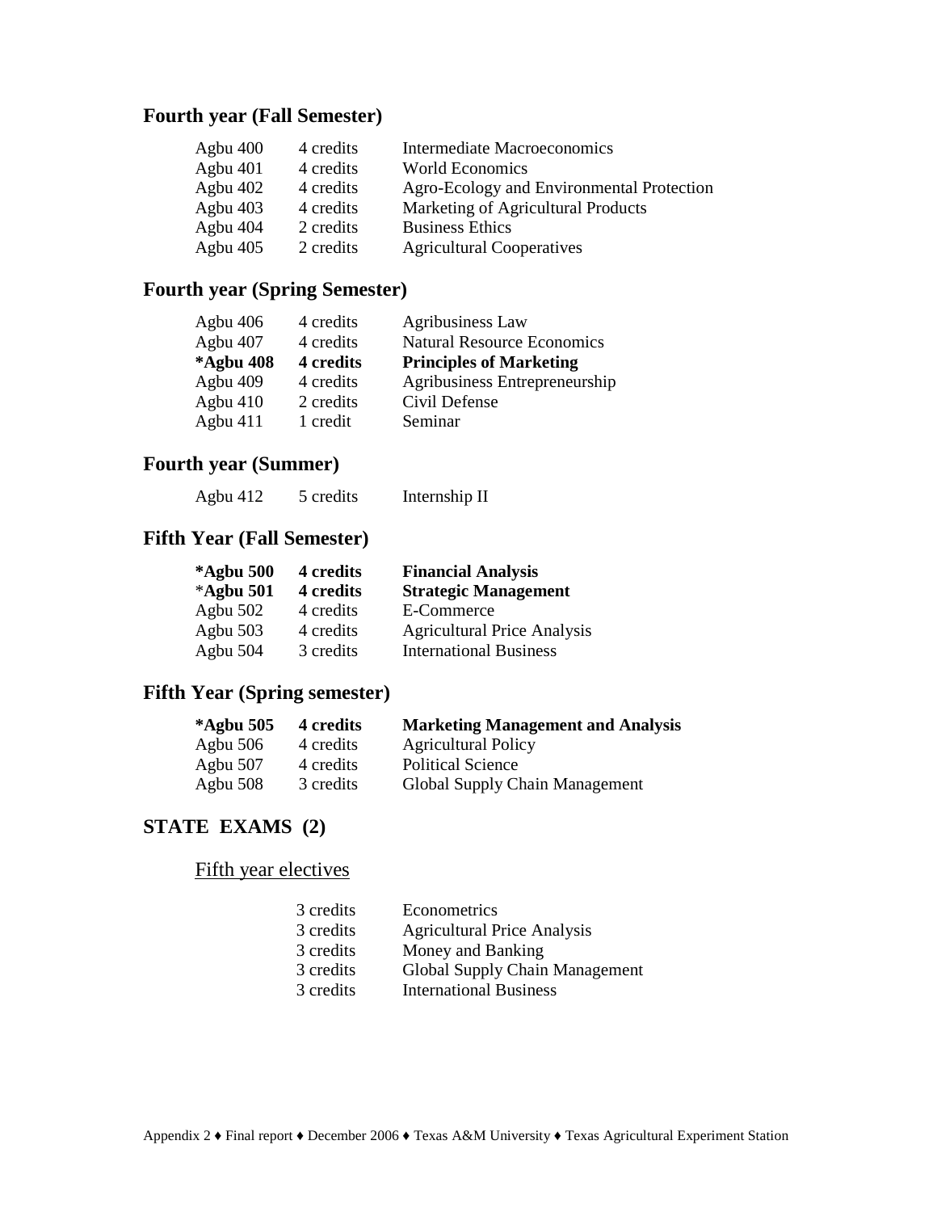## Fourth year (Fall Semester)

| | | |
|---|---|---|
| Agbu 400 | 4 credits | Intermediate Macroeconomics |
| Agbu 401 | 4 credits | World Economics |
| Agbu 402 | 4 credits | Agro-Ecology and Environmental Protection |
| Agbu 403 | 4 credits | Marketing of Agricultural Products |
| Agbu 404 | 2 credits | Business Ethics |
| Agbu 405 | 2 credits | Agricultural Cooperatives |

## Fourth year (Spring Semester)

| | | |
|---|---|---|
| Agbu 406 | 4 credits | Agribusiness Law |
| Agbu 407 | 4 credits | Natural Resource Economics |
| **\*Agbu 408** | **4 credits** | **Principles of Marketing** |
| Agbu 409 | 4 credits | Agribusiness Entrepreneurship |
| Agbu 410 | 2 credits | Civil Defense |
| Agbu 411 | 1 credit | Seminar |

## Fourth year (Summer)

| | | |
|---|---|---|
| Agbu 412 | 5 credits | Internship II |

## Fifth Year (Fall Semester)

| | | |
|---|---|---|
| **\*Agbu 500** | **4 credits** | **Financial Analysis** |
| \***Agbu 501** | **4 credits** | **Strategic Management** |
| Agbu 502 | 4 credits | E-Commerce |
| Agbu 503 | 4 credits | Agricultural Price Analysis |
| Agbu 504 | 3 credits | International Business |

## Fifth Year (Spring semester)

| | | |
|---|---|---|
| **\*Agbu 505** | **4 credits** | **Marketing Management and Analysis** |
| Agbu 506 | 4 credits | Agricultural Policy |
| Agbu 507 | 4 credits | Political Science |
| Agbu 508 | 3 credits | Global Supply Chain Management |

## STATE EXAMS (2)

Fifth year electives

| | |
|---|---|
| 3 credits | Econometrics |
| 3 credits | Agricultural Price Analysis |
| 3 credits | Money and Banking |
| 3 credits | Global Supply Chain Management |
| 3 credits | International Business |

Appendix 2 ♦ Final report ♦ December 2006 ♦ Texas A&M University ♦ Texas Agricultural Experiment Station